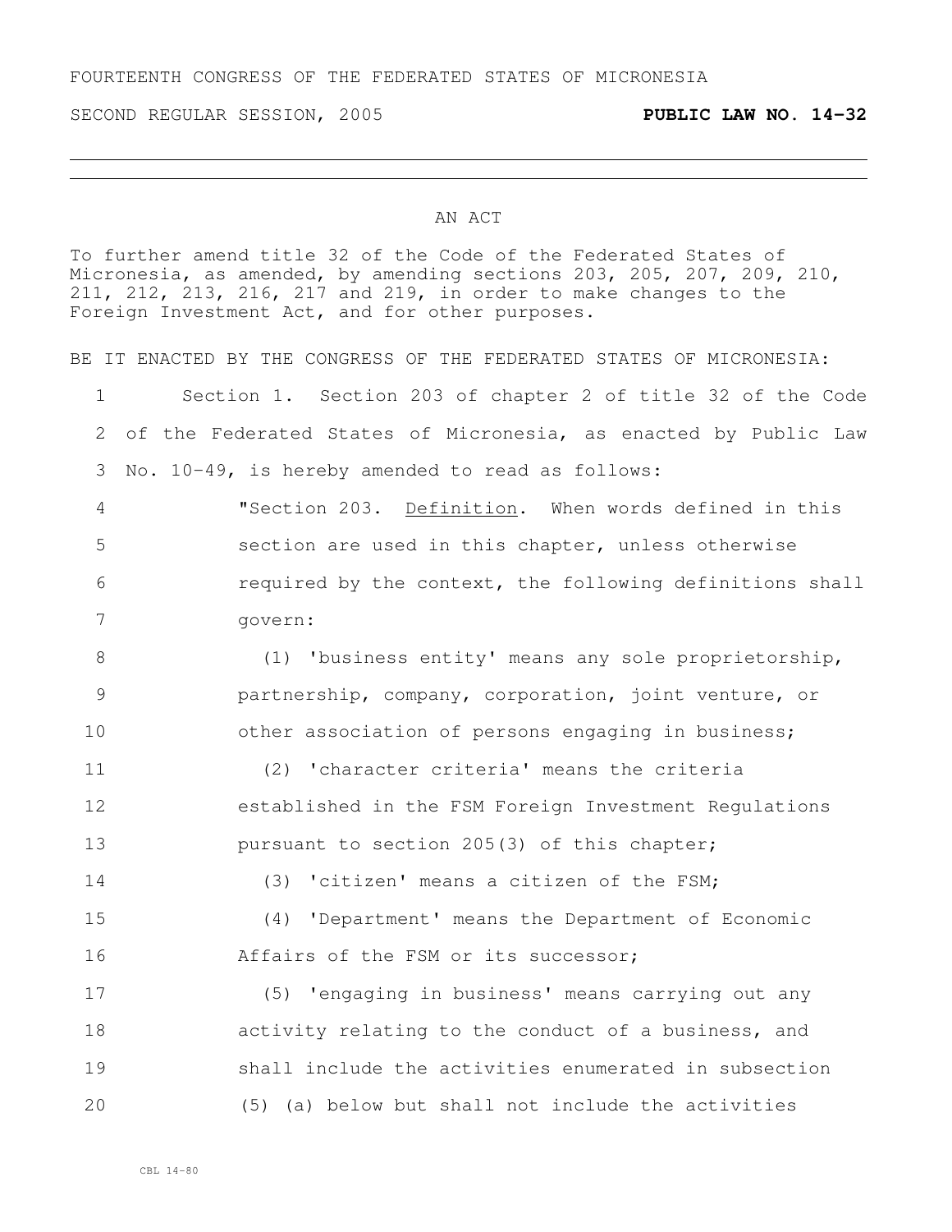FOURTEENTH CONGRESS OF THE FEDERATED STATES OF MICRONESIA

SECOND REGULAR SESSION, 2005 **PUBLIC LAW NO. 14-32**

AN ACT

To further amend title 32 of the Code of the Federated States of Micronesia, as amended, by amending sections 203, 205, 207, 209, 210, 211, 212, 213, 216, 217 and 219, in order to make changes to the Foreign Investment Act, and for other purposes.

BE IT ENACTED BY THE CONGRESS OF THE FEDERATED STATES OF MICRONESIA:

Section 1. Section 203 of chapter 2 of title 32 of the Code of the Federated States of Micronesia, as enacted by Public Law No. 10-49, is hereby amended to read as follows:

"Section 203. Definition. When words defined in this section are used in this chapter, unless otherwise required by the context, the following definitions shall govern:

(1) 'business entity' means any sole proprietorship, partnership, company, corporation, joint venture, or other association of persons engaging in business;

(2) 'character criteria' means the criteria established in the FSM Foreign Investment Regulations pursuant to section 205(3) of this chapter;

(3) 'citizen' means a citizen of the FSM;

(4) 'Department' means the Department of Economic Affairs of the FSM or its successor;

(5) 'engaging in business' means carrying out any activity relating to the conduct of a business, and shall include the activities enumerated in subsection (5) (a) below but shall not include the activities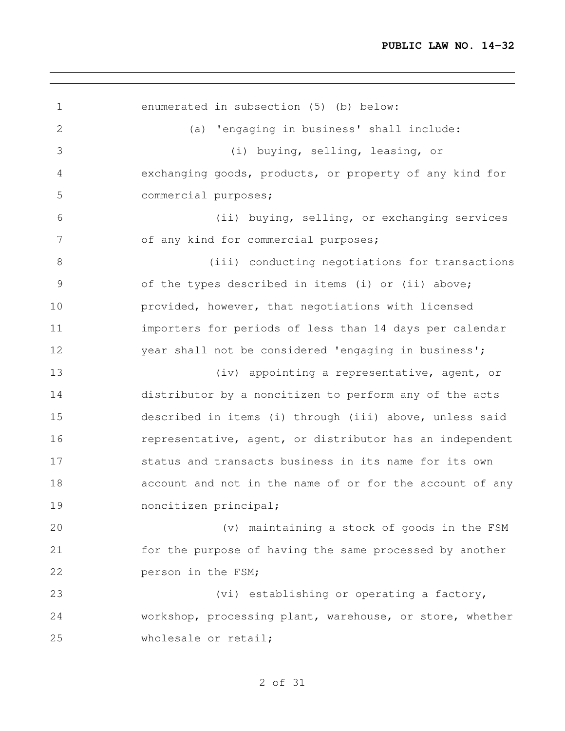enumerated in subsection (5) (b) below:

(a) 'engaging in business' shall include:

(i) buying, selling, leasing, or exchanging goods, products, or property of any kind for commercial purposes;

(ii) buying, selling, or exchanging services of any kind for commercial purposes;

(iii) conducting negotiations for transactions of the types described in items (i) or (ii) above; provided, however, that negotiations with licensed importers for periods of less than 14 days per calendar year shall not be considered 'engaging in business';

(iv) appointing a representative, agent, or distributor by a noncitizen to perform any of the acts described in items (i) through (iii) above, unless said representative, agent, or distributor has an independent status and transacts business in its name for its own account and not in the name of or for the account of any noncitizen principal;

(v) maintaining a stock of goods in the FSM for the purpose of having the same processed by another person in the FSM;

(vi) establishing or operating a factory, workshop, processing plant, warehouse, or store, whether wholesale or retail;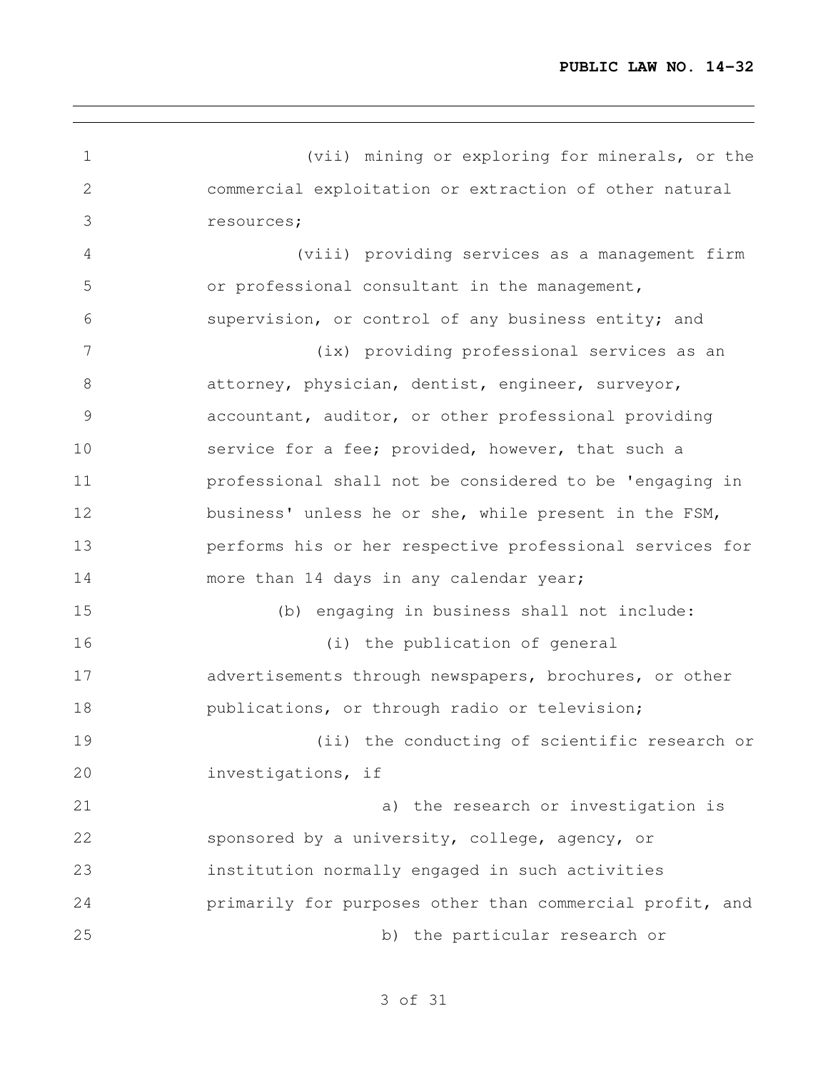(vii) mining or exploring for minerals, or the commercial exploitation or extraction of other natural resources;

(viii) providing services as a management firm or professional consultant in the management, supervision, or control of any business entity; and

(ix) providing professional services as an attorney, physician, dentist, engineer, surveyor, accountant, auditor, or other professional providing service for a fee; provided, however, that such a professional shall not be considered to be 'engaging in business' unless he or she, while present in the FSM, performs his or her respective professional services for more than 14 days in any calendar year;

(b) engaging in business shall not include:

(i) the publication of general advertisements through newspapers, brochures, or other publications, or through radio or television;

(ii) the conducting of scientific research or investigations, if

a) the research or investigation is sponsored by a university, college, agency, or institution normally engaged in such activities primarily for purposes other than commercial profit, and

b) the particular research or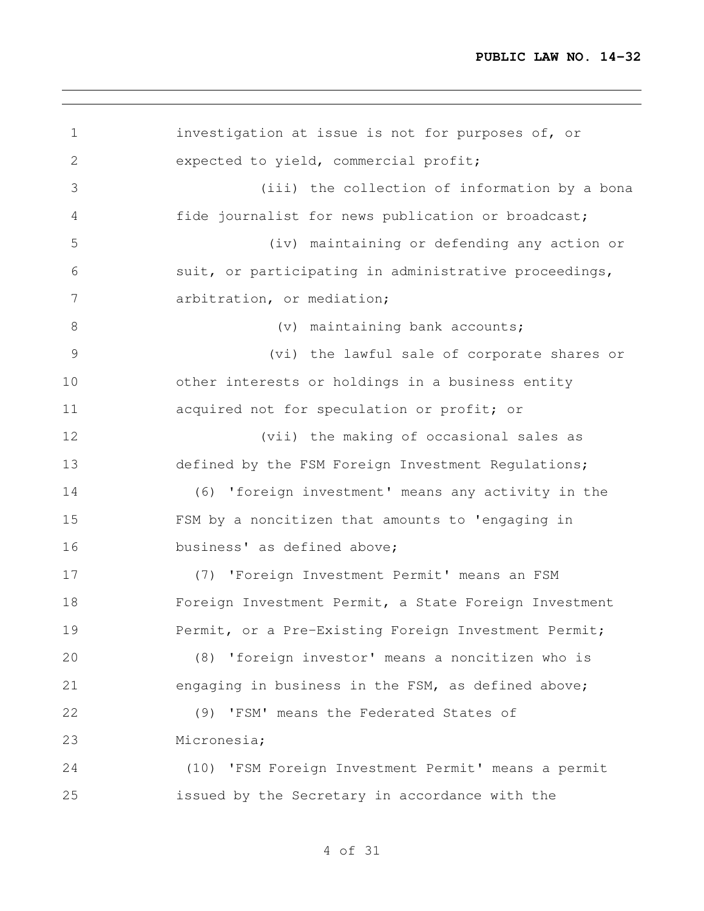investigation at issue is not for purposes of, or expected to yield, commercial profit;

(iii) the collection of information by a bona fide journalist for news publication or broadcast;

(iv) maintaining or defending any action or suit, or participating in administrative proceedings, arbitration, or mediation;

(v) maintaining bank accounts;

(vi) the lawful sale of corporate shares or other interests or holdings in a business entity acquired not for speculation or profit; or

(vii) the making of occasional sales as defined by the FSM Foreign Investment Regulations;

(6) 'foreign investment' means any activity in the FSM by a noncitizen that amounts to 'engaging in business' as defined above;

(7) 'Foreign Investment Permit' means an FSM Foreign Investment Permit, a State Foreign Investment Permit, or a Pre-Existing Foreign Investment Permit;

(8) 'foreign investor' means a noncitizen who is engaging in business in the FSM, as defined above;

(9) 'FSM' means the Federated States of Micronesia;

(10) 'FSM Foreign Investment Permit' means a permit issued by the Secretary in accordance with the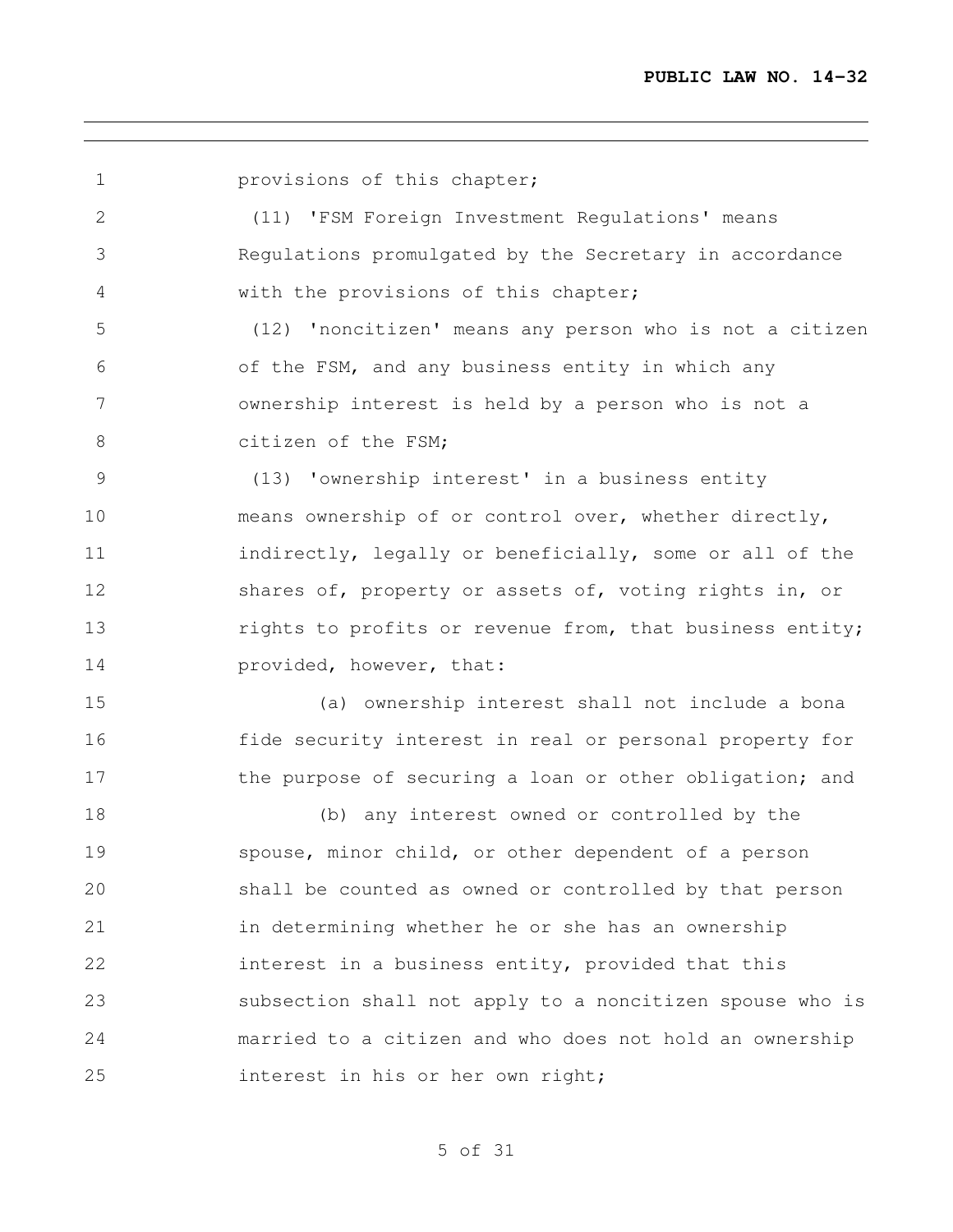provisions of this chapter;

(11) 'FSM Foreign Investment Regulations' means Regulations promulgated by the Secretary in accordance with the provisions of this chapter;

(12) 'noncitizen' means any person who is not a citizen of the FSM, and any business entity in which any ownership interest is held by a person who is not a citizen of the FSM;

(13) 'ownership interest' in a business entity means ownership of or control over, whether directly, indirectly, legally or beneficially, some or all of the shares of, property or assets of, voting rights in, or rights to profits or revenue from, that business entity; provided, however, that:

(a) ownership interest shall not include a bona fide security interest in real or personal property for the purpose of securing a loan or other obligation; and

(b) any interest owned or controlled by the spouse, minor child, or other dependent of a person shall be counted as owned or controlled by that person in determining whether he or she has an ownership interest in a business entity, provided that this subsection shall not apply to a noncitizen spouse who is married to a citizen and who does not hold an ownership interest in his or her own right;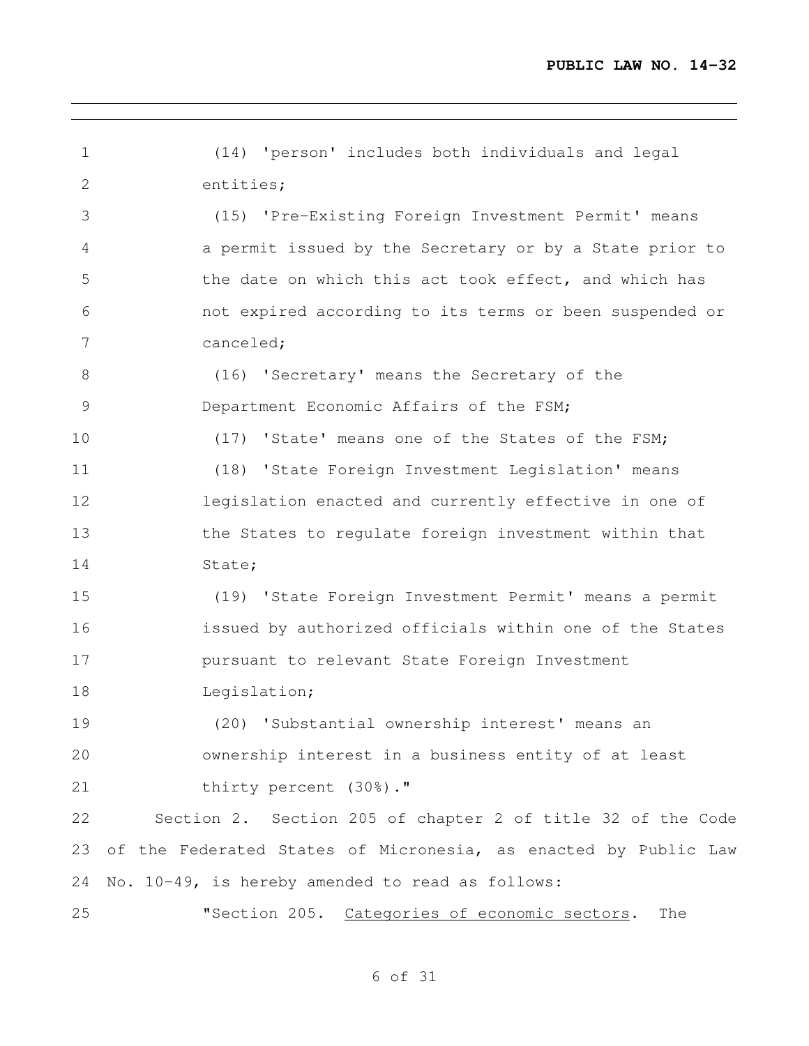(14) 'person' includes both individuals and legal entities;

(15) 'Pre-Existing Foreign Investment Permit' means a permit issued by the Secretary or by a State prior to the date on which this act took effect, and which has not expired according to its terms or been suspended or canceled;

(16) 'Secretary' means the Secretary of the Department Economic Affairs of the FSM;

(17) 'State' means one of the States of the FSM;

(18) 'State Foreign Investment Legislation' means legislation enacted and currently effective in one of the States to regulate foreign investment within that State;

(19) 'State Foreign Investment Permit' means a permit issued by authorized officials within one of the States pursuant to relevant State Foreign Investment Legislation;

(20) 'Substantial ownership interest' means an ownership interest in a business entity of at least thirty percent (30%)."

Section 2. Section 205 of chapter 2 of title 32 of the Code of the Federated States of Micronesia, as enacted by Public Law No. 10-49, is hereby amended to read as follows:

"Section 205. Categories of economic sectors. The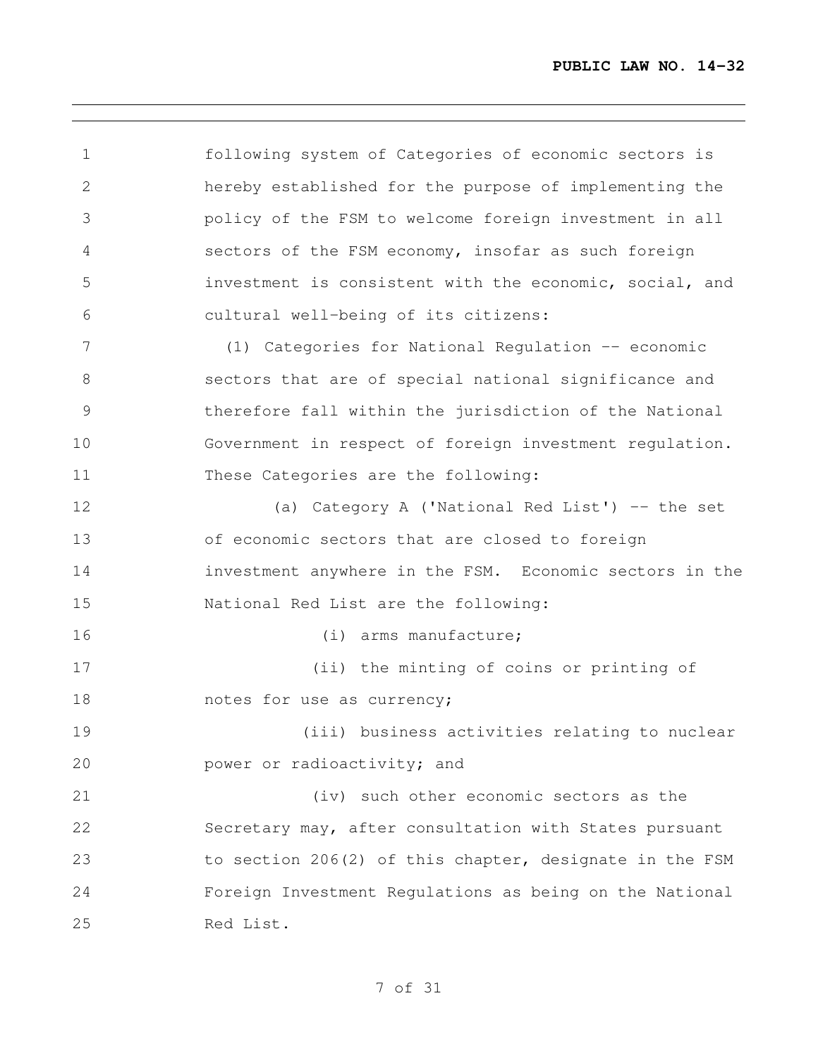following system of Categories of economic sectors is hereby established for the purpose of implementing the policy of the FSM to welcome foreign investment in all sectors of the FSM economy, insofar as such foreign investment is consistent with the economic, social, and cultural well-being of its citizens:

(1) Categories for National Regulation -- economic sectors that are of special national significance and therefore fall within the jurisdiction of the National Government in respect of foreign investment regulation. These Categories are the following:

(a) Category A ('National Red List') -- the set of economic sectors that are closed to foreign investment anywhere in the FSM. Economic sectors in the National Red List are the following:

(i) arms manufacture;

(ii) the minting of coins or printing of notes for use as currency;

(iii) business activities relating to nuclear power or radioactivity; and

(iv) such other economic sectors as the Secretary may, after consultation with States pursuant to section 206(2) of this chapter, designate in the FSM Foreign Investment Regulations as being on the National Red List.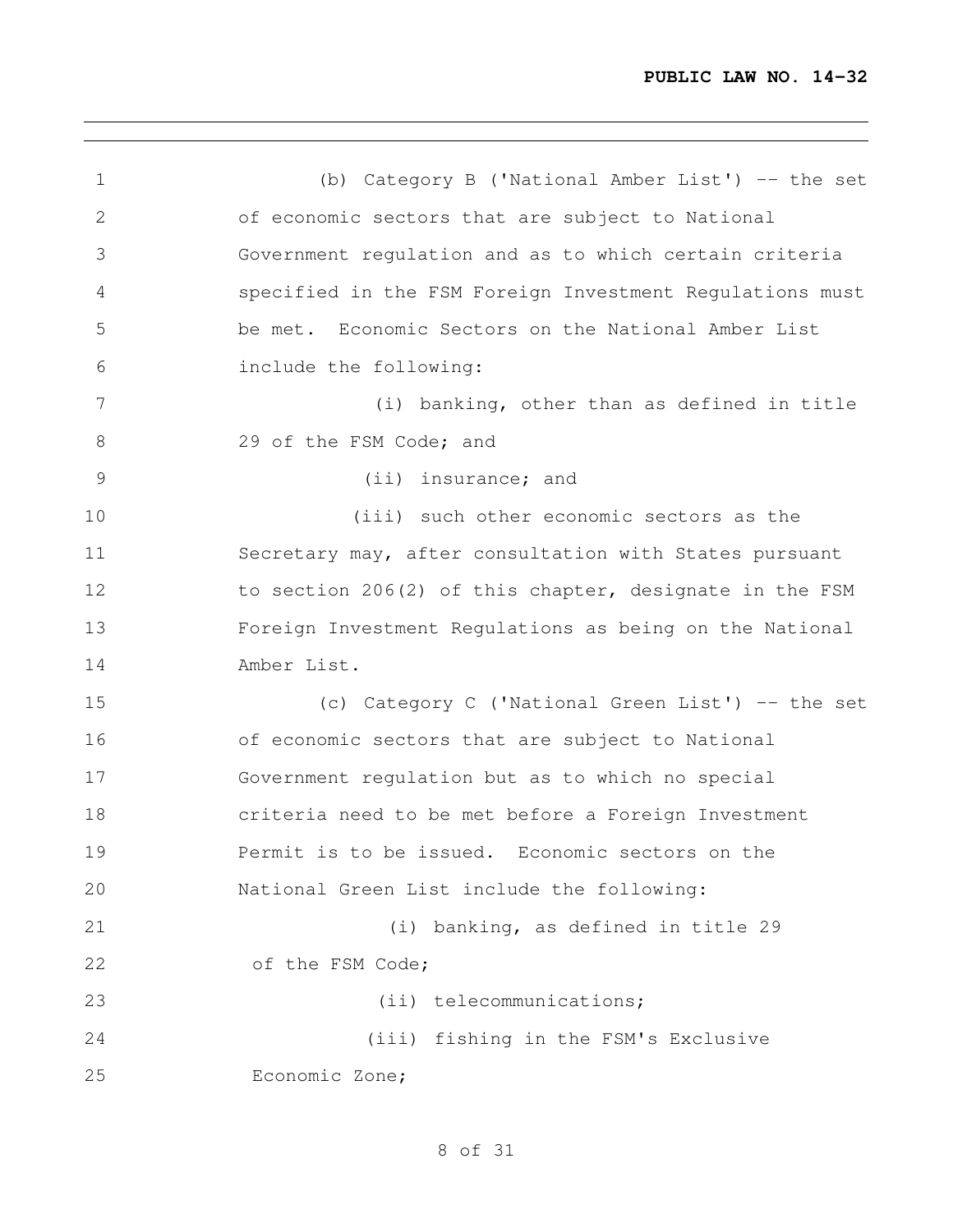(b) Category B ('National Amber List') -- the set of economic sectors that are subject to National Government regulation and as to which certain criteria specified in the FSM Foreign Investment Regulations must be met. Economic Sectors on the National Amber List include the following:

(i) banking, other than as defined in title 29 of the FSM Code; and

(ii) insurance; and

(iii) such other economic sectors as the Secretary may, after consultation with States pursuant to section 206(2) of this chapter, designate in the FSM Foreign Investment Regulations as being on the National Amber List.

(c) Category C ('National Green List') -- the set of economic sectors that are subject to National Government regulation but as to which no special criteria need to be met before a Foreign Investment Permit is to be issued. Economic sectors on the National Green List include the following:

(i) banking, as defined in title 29 of the FSM Code;

(ii) telecommunications;

(iii) fishing in the FSM's Exclusive Economic Zone;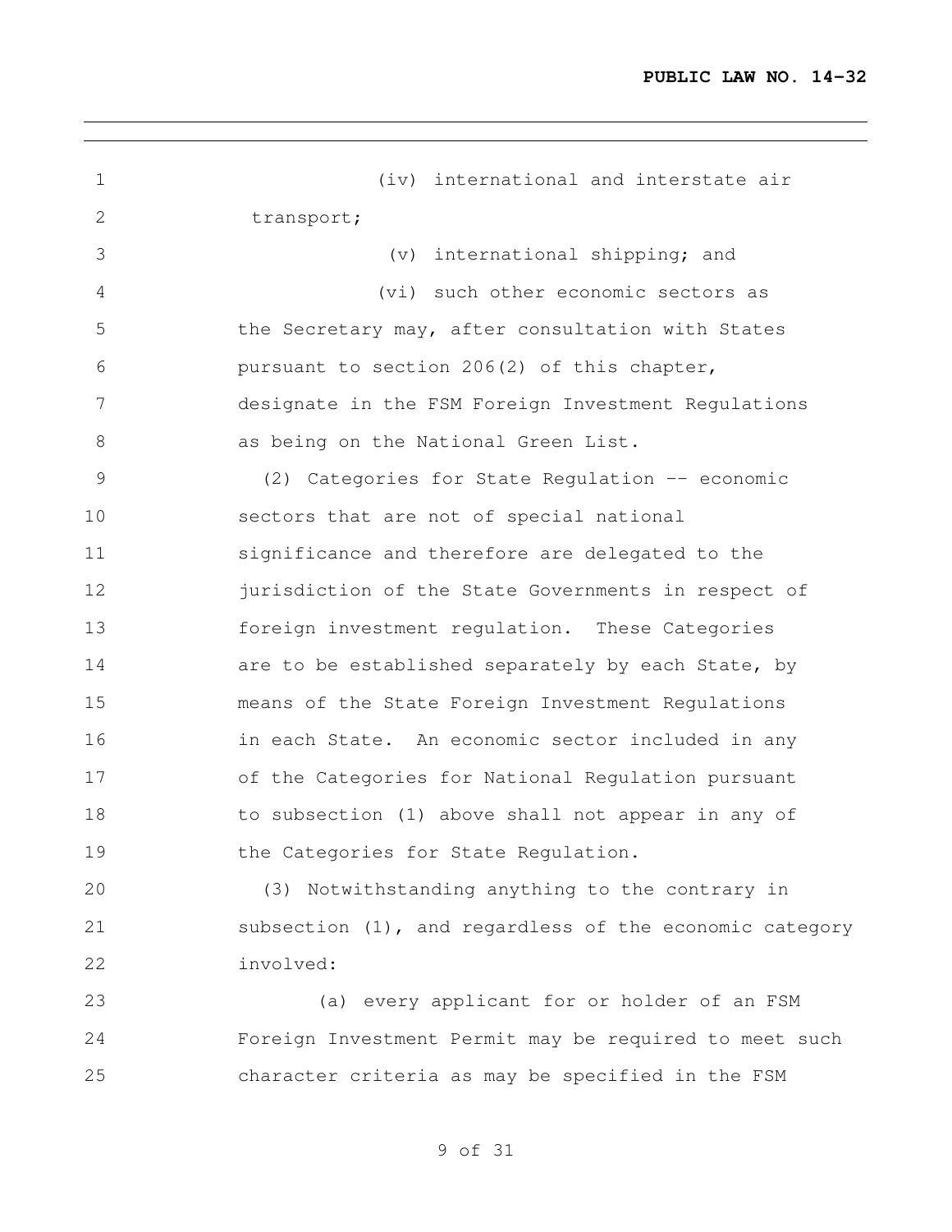(iv) international and interstate air transport;

(v) international shipping; and

(vi) such other economic sectors as the Secretary may, after consultation with States pursuant to section 206(2) of this chapter, designate in the FSM Foreign Investment Regulations as being on the National Green List.

(2) Categories for State Regulation -- economic sectors that are not of special national significance and therefore are delegated to the jurisdiction of the State Governments in respect of foreign investment regulation. These Categories are to be established separately by each State, by means of the State Foreign Investment Regulations in each State. An economic sector included in any of the Categories for National Regulation pursuant to subsection (1) above shall not appear in any of the Categories for State Regulation.

(3) Notwithstanding anything to the contrary in subsection (1), and regardless of the economic category involved:

(a) every applicant for or holder of an FSM Foreign Investment Permit may be required to meet such character criteria as may be specified in the FSM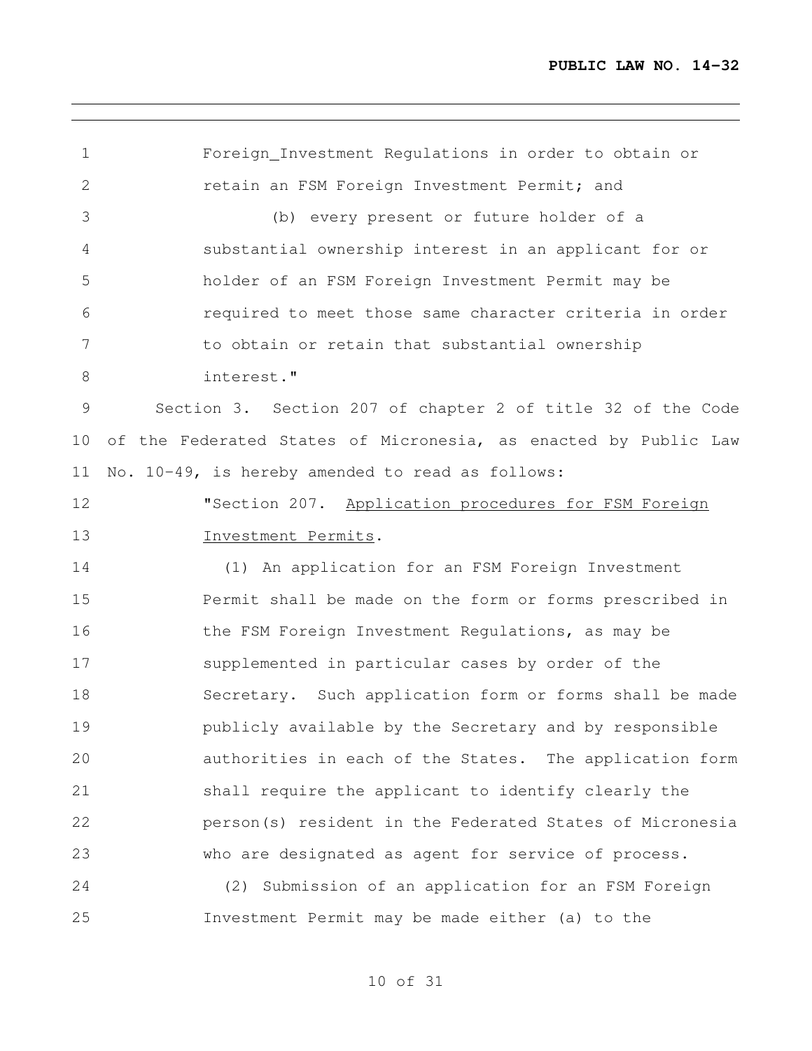Foreign_Investment Regulations in order to obtain or retain an FSM Foreign Investment Permit; and

(b) every present or future holder of a substantial ownership interest in an applicant for or holder of an FSM Foreign Investment Permit may be required to meet those same character criteria in order to obtain or retain that substantial ownership interest."

Section 3. Section 207 of chapter 2 of title 32 of the Code of the Federated States of Micronesia, as enacted by Public Law No. 10-49, is hereby amended to read as follows:

"Section 207. Application procedures for FSM Foreign Investment Permits.

(1) An application for an FSM Foreign Investment Permit shall be made on the form or forms prescribed in the FSM Foreign Investment Regulations, as may be supplemented in particular cases by order of the Secretary. Such application form or forms shall be made publicly available by the Secretary and by responsible authorities in each of the States. The application form shall require the applicant to identify clearly the person(s) resident in the Federated States of Micronesia who are designated as agent for service of process.

(2) Submission of an application for an FSM Foreign Investment Permit may be made either (a) to the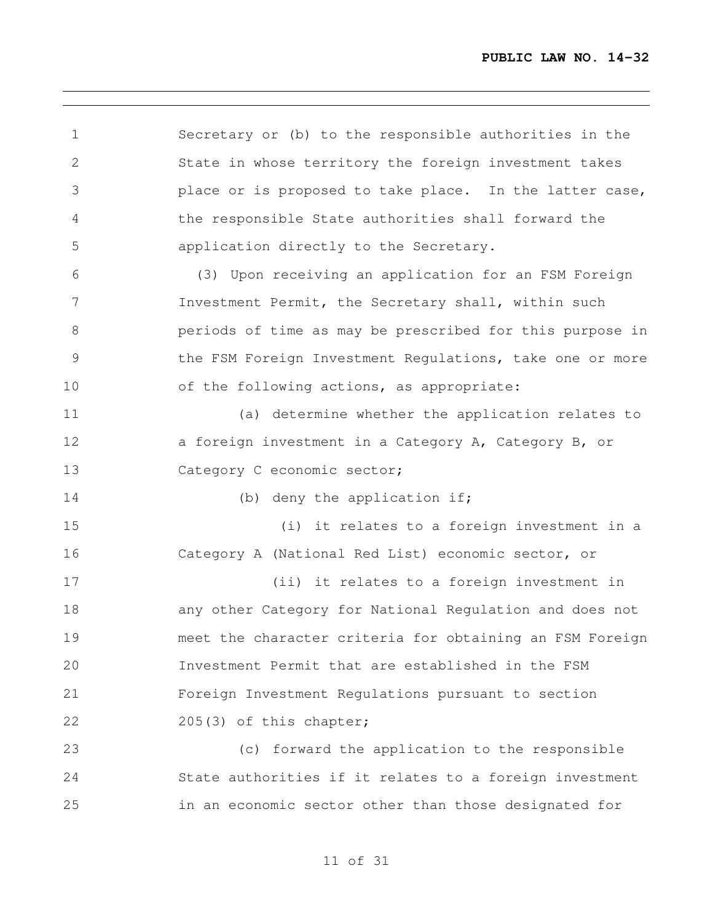Secretary or (b) to the responsible authorities in the State in whose territory the foreign investment takes place or is proposed to take place. In the latter case, the responsible State authorities shall forward the application directly to the Secretary.

(3) Upon receiving an application for an FSM Foreign Investment Permit, the Secretary shall, within such periods of time as may be prescribed for this purpose in the FSM Foreign Investment Regulations, take one or more of the following actions, as appropriate:

(a) determine whether the application relates to a foreign investment in a Category A, Category B, or Category C economic sector;

(b) deny the application if;

(i) it relates to a foreign investment in a Category A (National Red List) economic sector, or

(ii) it relates to a foreign investment in any other Category for National Regulation and does not meet the character criteria for obtaining an FSM Foreign Investment Permit that are established in the FSM Foreign Investment Regulations pursuant to section 205(3) of this chapter;

(c) forward the application to the responsible State authorities if it relates to a foreign investment in an economic sector other than those designated for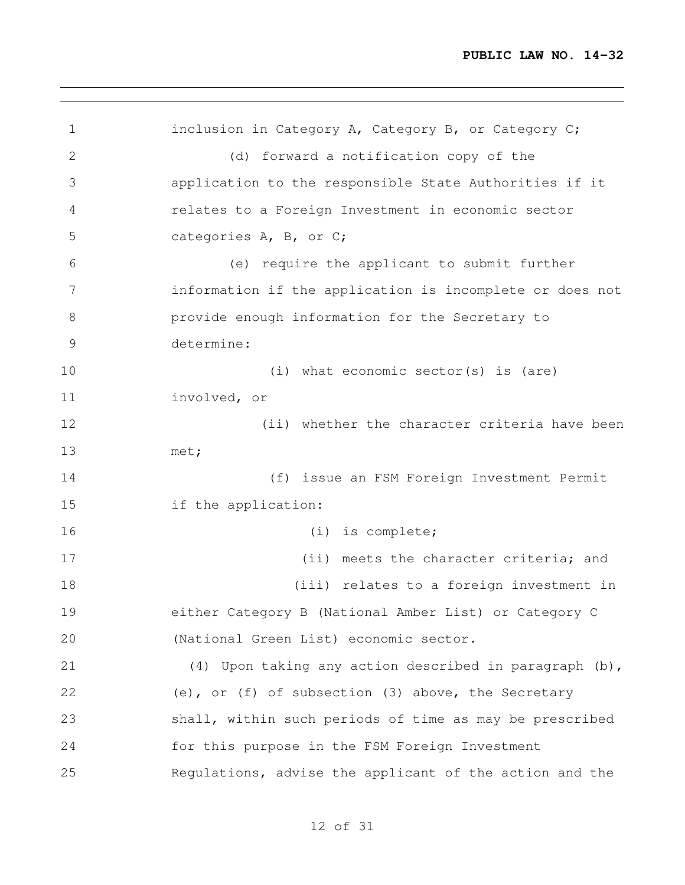inclusion in Category A, Category B, or Category C;

(d) forward a notification copy of the application to the responsible State Authorities if it relates to a Foreign Investment in economic sector categories A, B, or C;

(e) require the applicant to submit further information if the application is incomplete or does not provide enough information for the Secretary to determine:

(i) what economic sector(s) is (are) involved, or

(ii) whether the character criteria have been met;

(f) issue an FSM Foreign Investment Permit if the application:

(i) is complete;

(ii) meets the character criteria; and

(iii) relates to a foreign investment in either Category B (National Amber List) or Category C (National Green List) economic sector.

(4) Upon taking any action described in paragraph (b), (e), or (f) of subsection (3) above, the Secretary shall, within such periods of time as may be prescribed for this purpose in the FSM Foreign Investment Regulations, advise the applicant of the action and the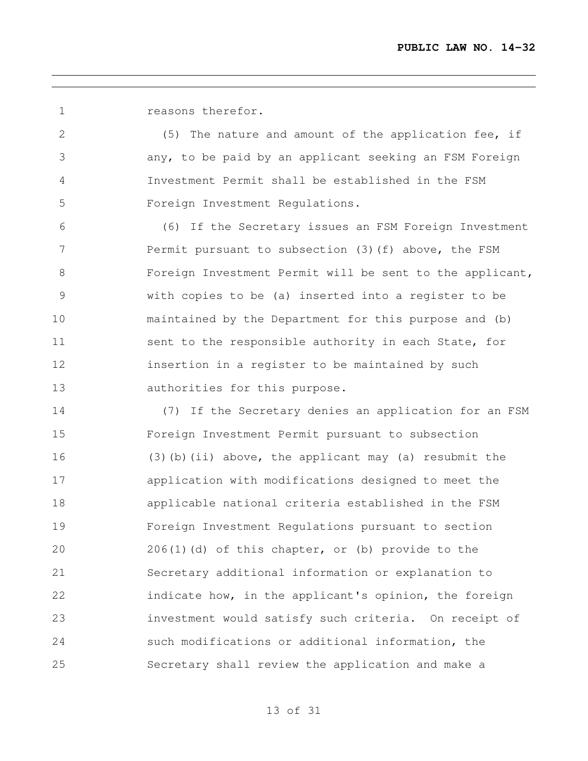reasons therefor.

(5) The nature and amount of the application fee, if any, to be paid by an applicant seeking an FSM Foreign Investment Permit shall be established in the FSM Foreign Investment Regulations.

(6) If the Secretary issues an FSM Foreign Investment Permit pursuant to subsection (3)(f) above, the FSM Foreign Investment Permit will be sent to the applicant, with copies to be (a) inserted into a register to be maintained by the Department for this purpose and (b) sent to the responsible authority in each State, for insertion in a register to be maintained by such authorities for this purpose.

(7) If the Secretary denies an application for an FSM Foreign Investment Permit pursuant to subsection (3)(b)(ii) above, the applicant may (a) resubmit the application with modifications designed to meet the applicable national criteria established in the FSM Foreign Investment Regulations pursuant to section 206(1)(d) of this chapter, or (b) provide to the Secretary additional information or explanation to indicate how, in the applicant's opinion, the foreign investment would satisfy such criteria. On receipt of such modifications or additional information, the Secretary shall review the application and make a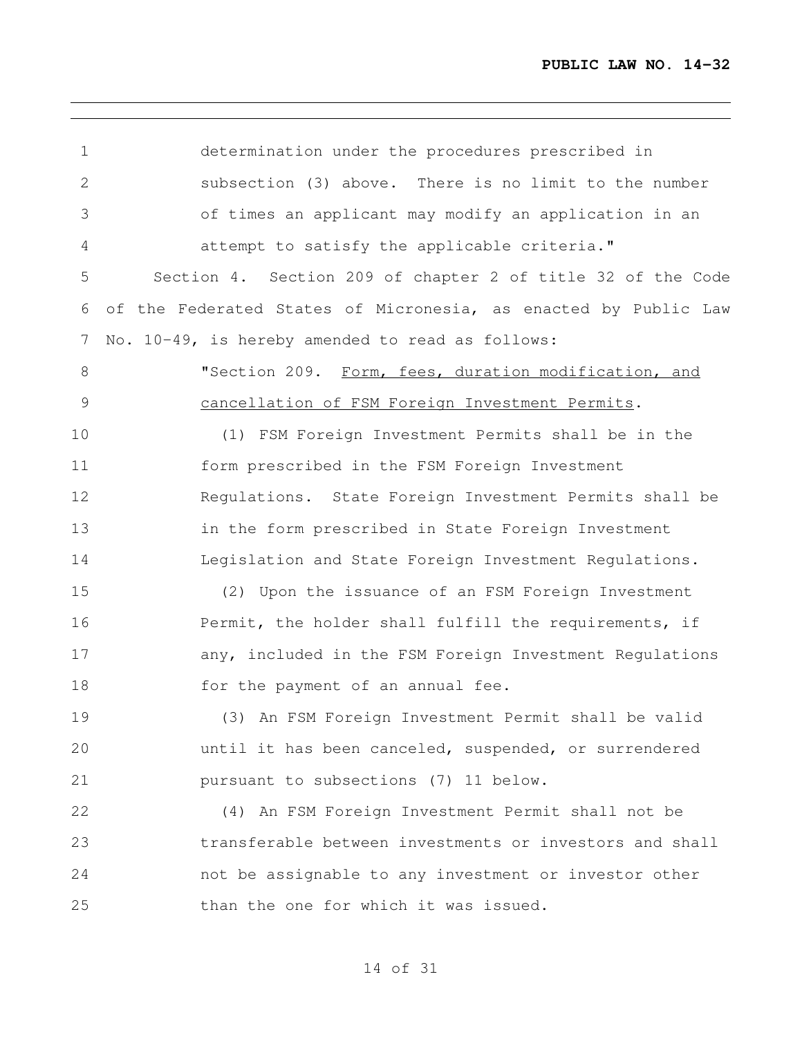determination under the procedures prescribed in subsection (3) above. There is no limit to the number of times an applicant may modify an application in an attempt to satisfy the applicable criteria."

Section 4. Section 209 of chapter 2 of title 32 of the Code of the Federated States of Micronesia, as enacted by Public Law No. 10-49, is hereby amended to read as follows:

"Section 209. Form, fees, duration modification, and cancellation of FSM Foreign Investment Permits.

(1) FSM Foreign Investment Permits shall be in the form prescribed in the FSM Foreign Investment Regulations. State Foreign Investment Permits shall be in the form prescribed in State Foreign Investment Legislation and State Foreign Investment Regulations.

(2) Upon the issuance of an FSM Foreign Investment Permit, the holder shall fulfill the requirements, if any, included in the FSM Foreign Investment Regulations for the payment of an annual fee.

(3) An FSM Foreign Investment Permit shall be valid until it has been canceled, suspended, or surrendered pursuant to subsections (7) 11 below.

(4) An FSM Foreign Investment Permit shall not be transferable between investments or investors and shall not be assignable to any investment or investor other than the one for which it was issued.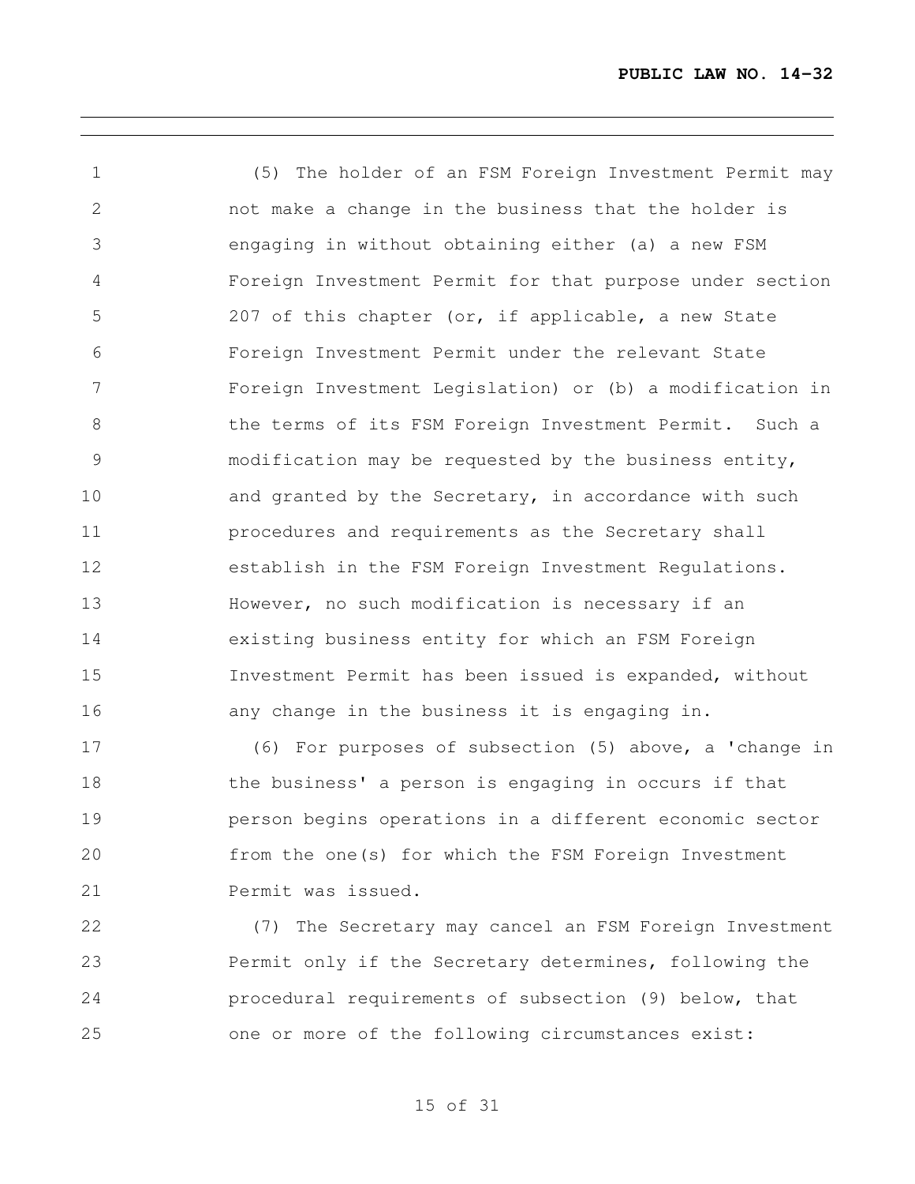(5) The holder of an FSM Foreign Investment Permit may not make a change in the business that the holder is engaging in without obtaining either (a) a new FSM Foreign Investment Permit for that purpose under section 207 of this chapter (or, if applicable, a new State Foreign Investment Permit under the relevant State Foreign Investment Legislation) or (b) a modification in the terms of its FSM Foreign Investment Permit. Such a modification may be requested by the business entity, and granted by the Secretary, in accordance with such procedures and requirements as the Secretary shall establish in the FSM Foreign Investment Regulations. However, no such modification is necessary if an existing business entity for which an FSM Foreign Investment Permit has been issued is expanded, without any change in the business it is engaging in.

(6) For purposes of subsection (5) above, a 'change in the business' a person is engaging in occurs if that person begins operations in a different economic sector from the one(s) for which the FSM Foreign Investment Permit was issued.

(7) The Secretary may cancel an FSM Foreign Investment Permit only if the Secretary determines, following the procedural requirements of subsection (9) below, that one or more of the following circumstances exist: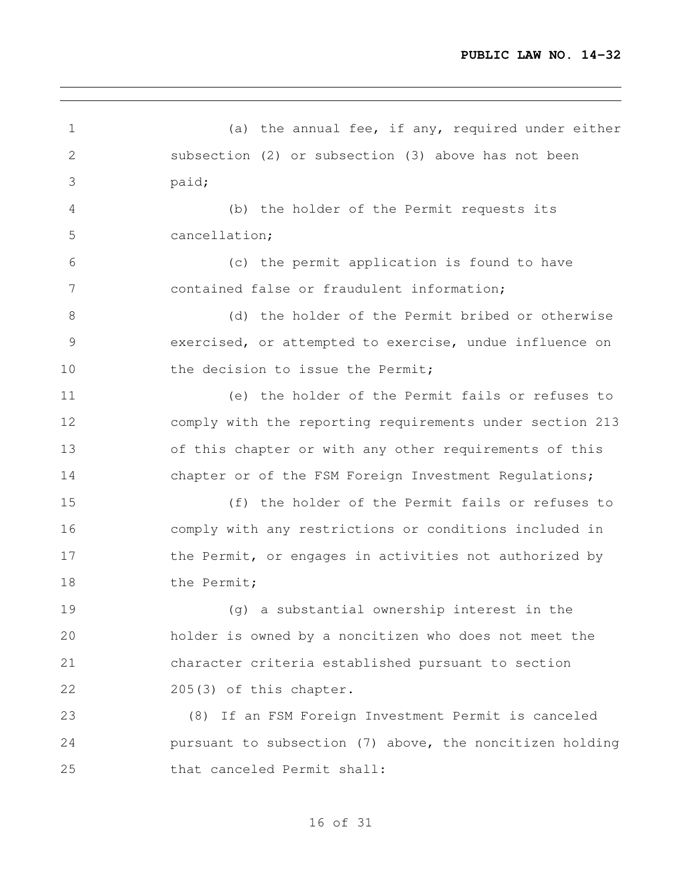(a) the annual fee, if any, required under either subsection (2) or subsection (3) above has not been paid;

(b) the holder of the Permit requests its cancellation;

(c) the permit application is found to have contained false or fraudulent information;

(d) the holder of the Permit bribed or otherwise exercised, or attempted to exercise, undue influence on the decision to issue the Permit;

(e) the holder of the Permit fails or refuses to comply with the reporting requirements under section 213 of this chapter or with any other requirements of this chapter or of the FSM Foreign Investment Regulations;

(f) the holder of the Permit fails or refuses to comply with any restrictions or conditions included in the Permit, or engages in activities not authorized by the Permit;

(g) a substantial ownership interest in the holder is owned by a noncitizen who does not meet the character criteria established pursuant to section 205(3) of this chapter.

(8) If an FSM Foreign Investment Permit is canceled pursuant to subsection (7) above, the noncitizen holding that canceled Permit shall: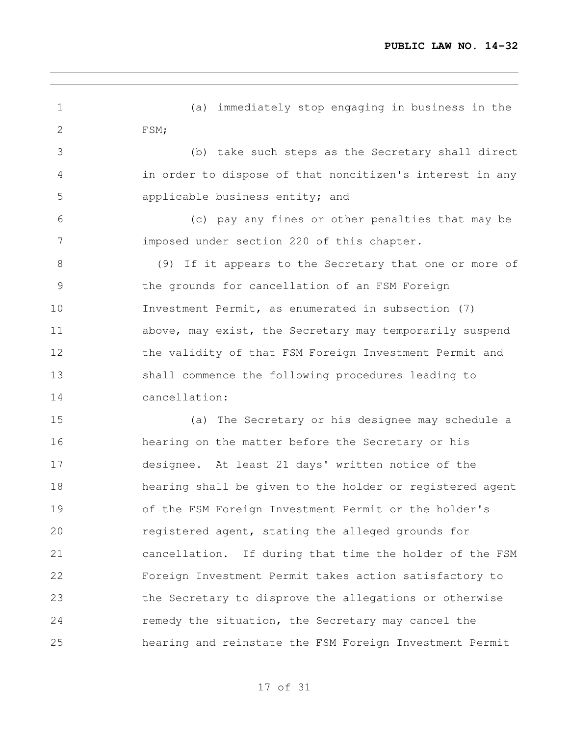(a) immediately stop engaging in business in the FSM;

(b) take such steps as the Secretary shall direct in order to dispose of that noncitizen's interest in any applicable business entity; and

(c) pay any fines or other penalties that may be imposed under section 220 of this chapter.

(9) If it appears to the Secretary that one or more of the grounds for cancellation of an FSM Foreign Investment Permit, as enumerated in subsection (7) above, may exist, the Secretary may temporarily suspend the validity of that FSM Foreign Investment Permit and shall commence the following procedures leading to cancellation:

(a) The Secretary or his designee may schedule a hearing on the matter before the Secretary or his designee. At least 21 days' written notice of the hearing shall be given to the holder or registered agent of the FSM Foreign Investment Permit or the holder's registered agent, stating the alleged grounds for cancellation. If during that time the holder of the FSM Foreign Investment Permit takes action satisfactory to the Secretary to disprove the allegations or otherwise remedy the situation, the Secretary may cancel the hearing and reinstate the FSM Foreign Investment Permit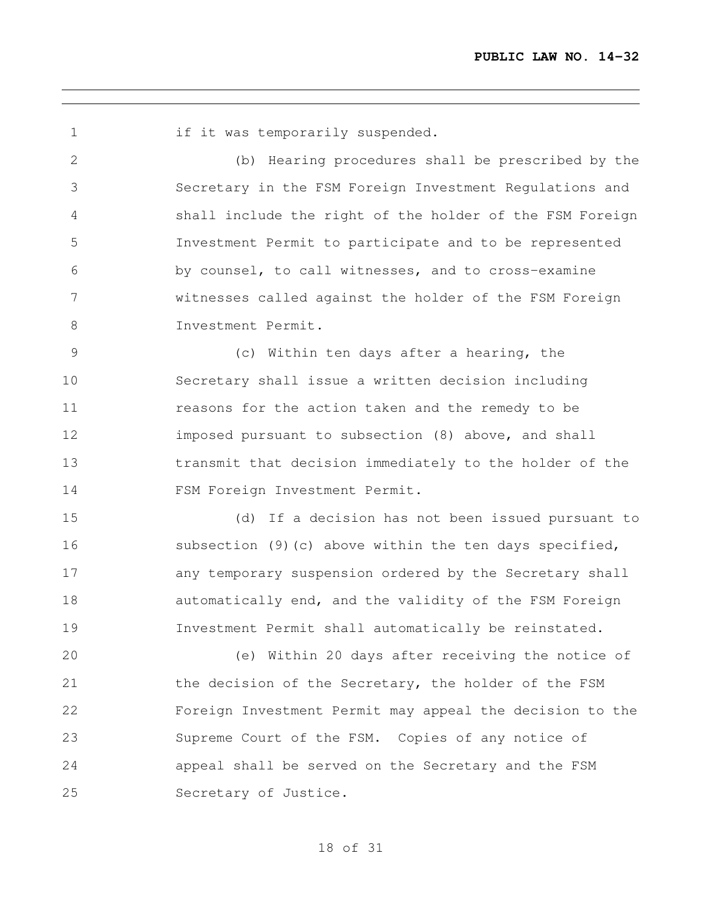if it was temporarily suspended.

(b) Hearing procedures shall be prescribed by the Secretary in the FSM Foreign Investment Regulations and shall include the right of the holder of the FSM Foreign Investment Permit to participate and to be represented by counsel, to call witnesses, and to cross-examine witnesses called against the holder of the FSM Foreign Investment Permit.

(c) Within ten days after a hearing, the Secretary shall issue a written decision including reasons for the action taken and the remedy to be imposed pursuant to subsection (8) above, and shall transmit that decision immediately to the holder of the FSM Foreign Investment Permit.

(d) If a decision has not been issued pursuant to subsection (9)(c) above within the ten days specified, any temporary suspension ordered by the Secretary shall automatically end, and the validity of the FSM Foreign Investment Permit shall automatically be reinstated.

(e) Within 20 days after receiving the notice of the decision of the Secretary, the holder of the FSM Foreign Investment Permit may appeal the decision to the Supreme Court of the FSM. Copies of any notice of appeal shall be served on the Secretary and the FSM Secretary of Justice.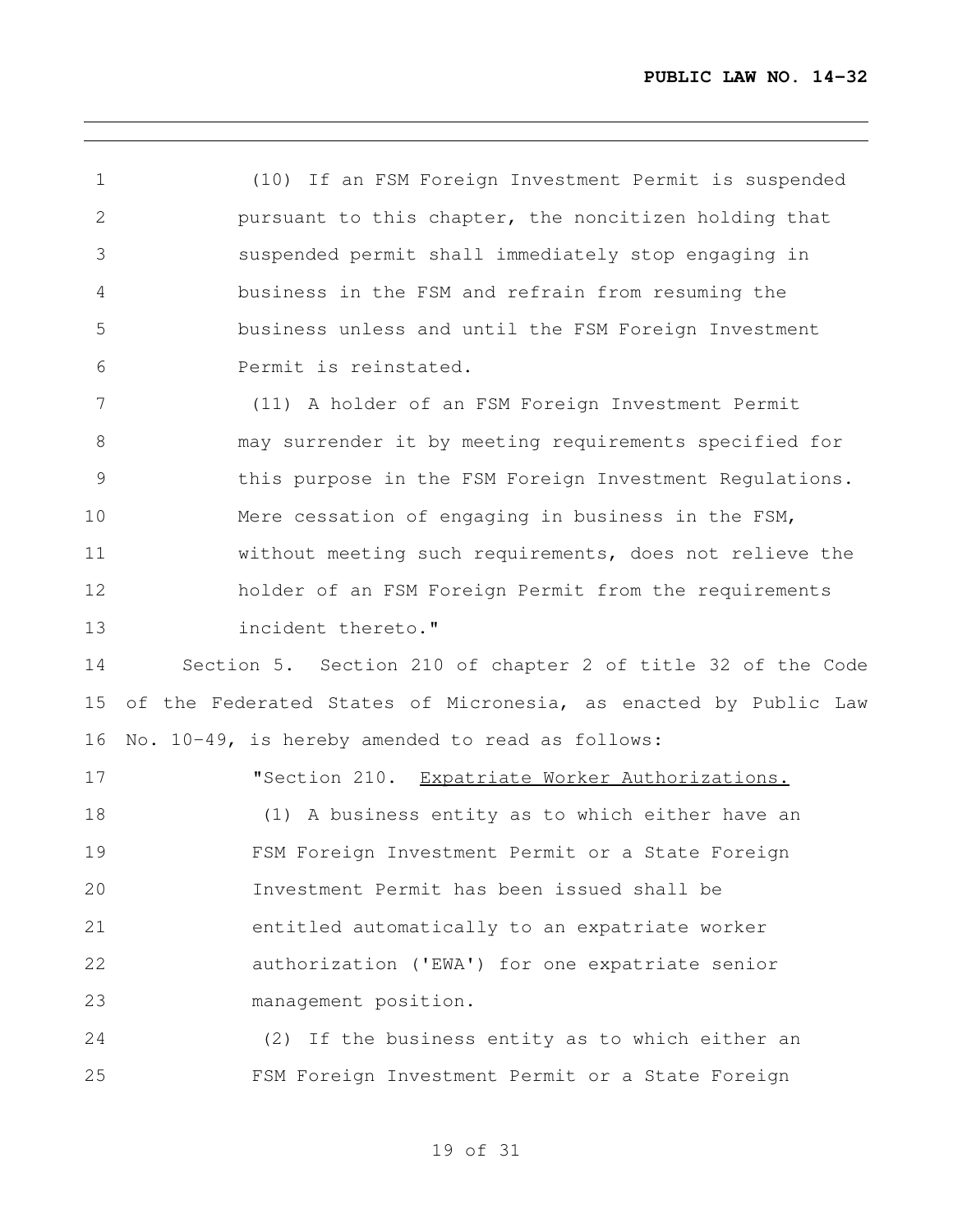(10) If an FSM Foreign Investment Permit is suspended pursuant to this chapter, the noncitizen holding that suspended permit shall immediately stop engaging in business in the FSM and refrain from resuming the business unless and until the FSM Foreign Investment Permit is reinstated.

(11) A holder of an FSM Foreign Investment Permit may surrender it by meeting requirements specified for this purpose in the FSM Foreign Investment Regulations. Mere cessation of engaging in business in the FSM, without meeting such requirements, does not relieve the holder of an FSM Foreign Permit from the requirements incident thereto."

Section 5. Section 210 of chapter 2 of title 32 of the Code of the Federated States of Micronesia, as enacted by Public Law No. 10-49, is hereby amended to read as follows:

"Section 210. Expatriate Worker Authorizations.

(1) A business entity as to which either have an FSM Foreign Investment Permit or a State Foreign Investment Permit has been issued shall be entitled automatically to an expatriate worker authorization ('EWA') for one expatriate senior management position.

(2) If the business entity as to which either an FSM Foreign Investment Permit or a State Foreign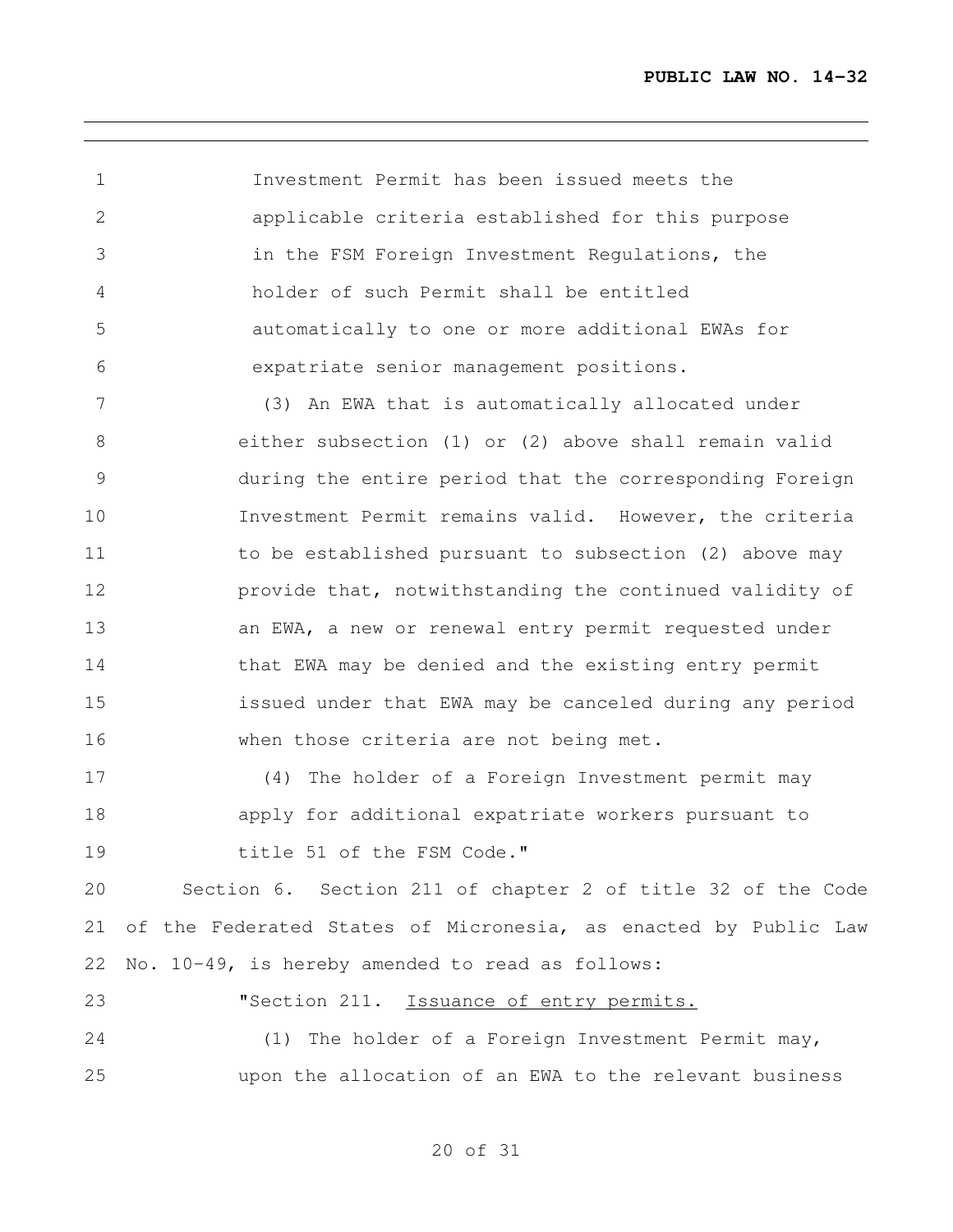Investment Permit has been issued meets the applicable criteria established for this purpose in the FSM Foreign Investment Regulations, the holder of such Permit shall be entitled automatically to one or more additional EWAs for expatriate senior management positions.

(3) An EWA that is automatically allocated under either subsection (1) or (2) above shall remain valid during the entire period that the corresponding Foreign Investment Permit remains valid. However, the criteria to be established pursuant to subsection (2) above may provide that, notwithstanding the continued validity of an EWA, a new or renewal entry permit requested under that EWA may be denied and the existing entry permit issued under that EWA may be canceled during any period when those criteria are not being met.

(4) The holder of a Foreign Investment permit may apply for additional expatriate workers pursuant to title 51 of the FSM Code."

Section 6. Section 211 of chapter 2 of title 32 of the Code of the Federated States of Micronesia, as enacted by Public Law No. 10-49, is hereby amended to read as follows:

"Section 211. Issuance of entry permits.

(1) The holder of a Foreign Investment Permit may, upon the allocation of an EWA to the relevant business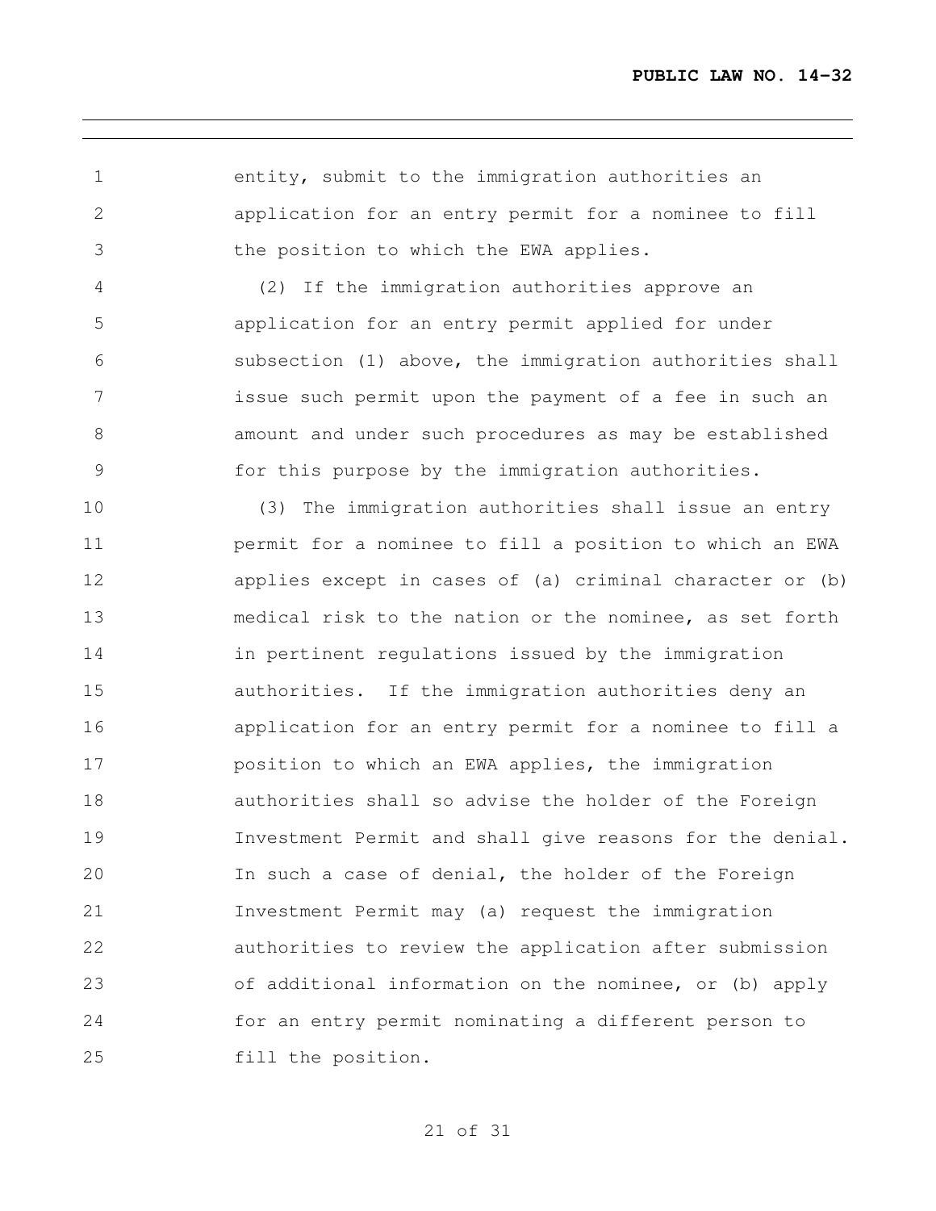entity, submit to the immigration authorities an application for an entry permit for a nominee to fill the position to which the EWA applies.

(2) If the immigration authorities approve an application for an entry permit applied for under subsection (1) above, the immigration authorities shall issue such permit upon the payment of a fee in such an amount and under such procedures as may be established for this purpose by the immigration authorities.

(3) The immigration authorities shall issue an entry permit for a nominee to fill a position to which an EWA applies except in cases of (a) criminal character or (b) medical risk to the nation or the nominee, as set forth in pertinent regulations issued by the immigration authorities. If the immigration authorities deny an application for an entry permit for a nominee to fill a position to which an EWA applies, the immigration authorities shall so advise the holder of the Foreign Investment Permit and shall give reasons for the denial. In such a case of denial, the holder of the Foreign Investment Permit may (a) request the immigration authorities to review the application after submission of additional information on the nominee, or (b) apply for an entry permit nominating a different person to fill the position.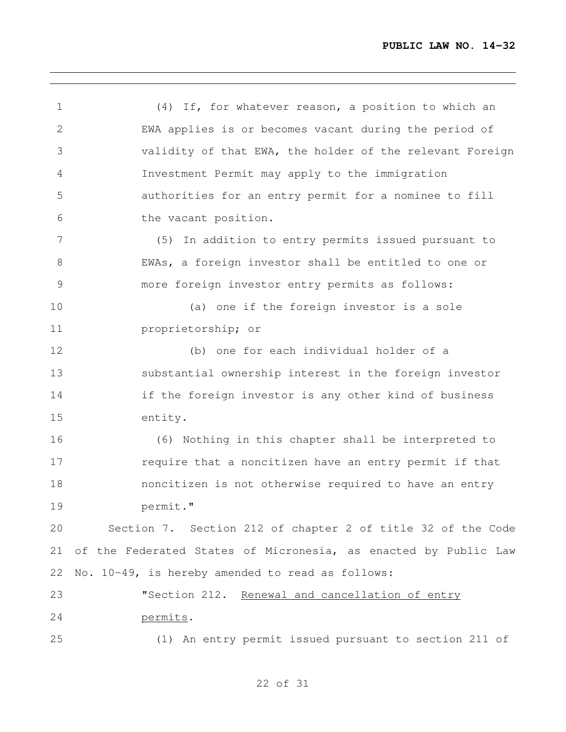(4) If, for whatever reason, a position to which an EWA applies is or becomes vacant during the period of validity of that EWA, the holder of the relevant Foreign Investment Permit may apply to the immigration authorities for an entry permit for a nominee to fill the vacant position.

(5) In addition to entry permits issued pursuant to EWAs, a foreign investor shall be entitled to one or more foreign investor entry permits as follows:

(a) one if the foreign investor is a sole proprietorship; or

(b) one for each individual holder of a substantial ownership interest in the foreign investor if the foreign investor is any other kind of business entity.

(6) Nothing in this chapter shall be interpreted to require that a noncitizen have an entry permit if that noncitizen is not otherwise required to have an entry permit."

Section 7. Section 212 of chapter 2 of title 32 of the Code of the Federated States of Micronesia, as enacted by Public Law No. 10-49, is hereby amended to read as follows:

"Section 212. Renewal and cancellation of entry permits.

(1) An entry permit issued pursuant to section 211 of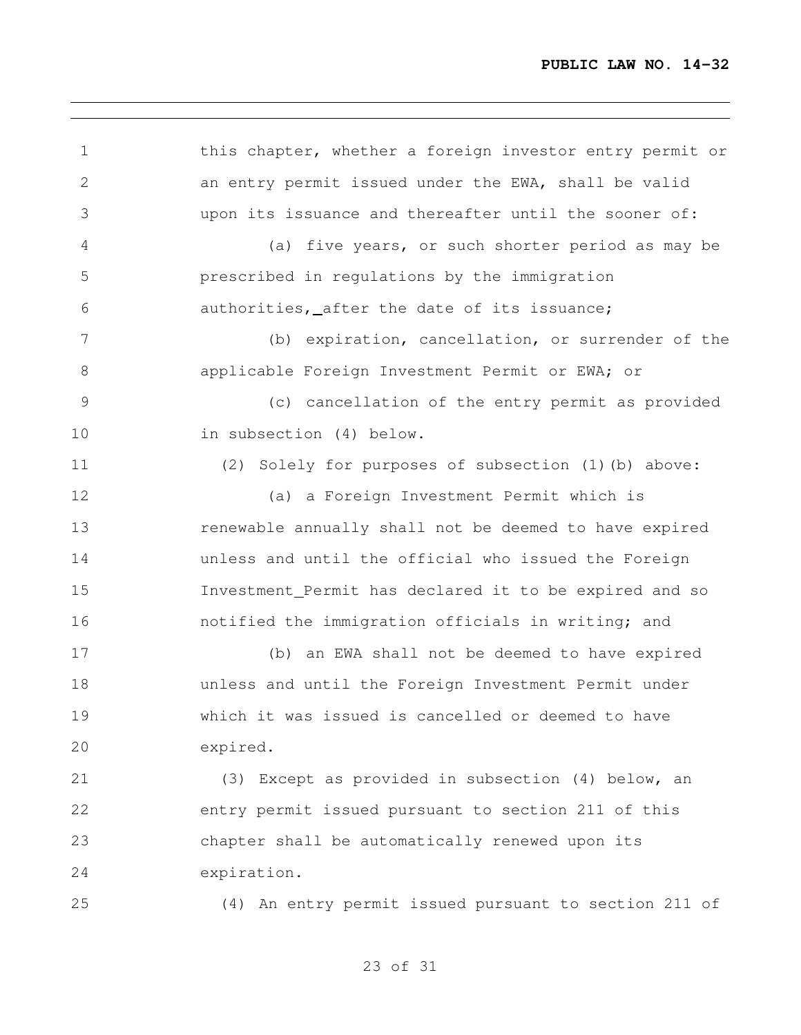this chapter, whether a foreign investor entry permit or an entry permit issued under the EWA, shall be valid upon its issuance and thereafter until the sooner of:

(a) five years, or such shorter period as may be prescribed in regulations by the immigration authorities, after the date of its issuance;

(b) expiration, cancellation, or surrender of the applicable Foreign Investment Permit or EWA; or

(c) cancellation of the entry permit as provided in subsection (4) below.

(2) Solely for purposes of subsection (1)(b) above:

(a) a Foreign Investment Permit which is renewable annually shall not be deemed to have expired unless and until the official who issued the Foreign Investment Permit has declared it to be expired and so notified the immigration officials in writing; and

(b) an EWA shall not be deemed to have expired unless and until the Foreign Investment Permit under which it was issued is cancelled or deemed to have expired.

(3) Except as provided in subsection (4) below, an entry permit issued pursuant to section 211 of this chapter shall be automatically renewed upon its expiration.

(4) An entry permit issued pursuant to section 211 of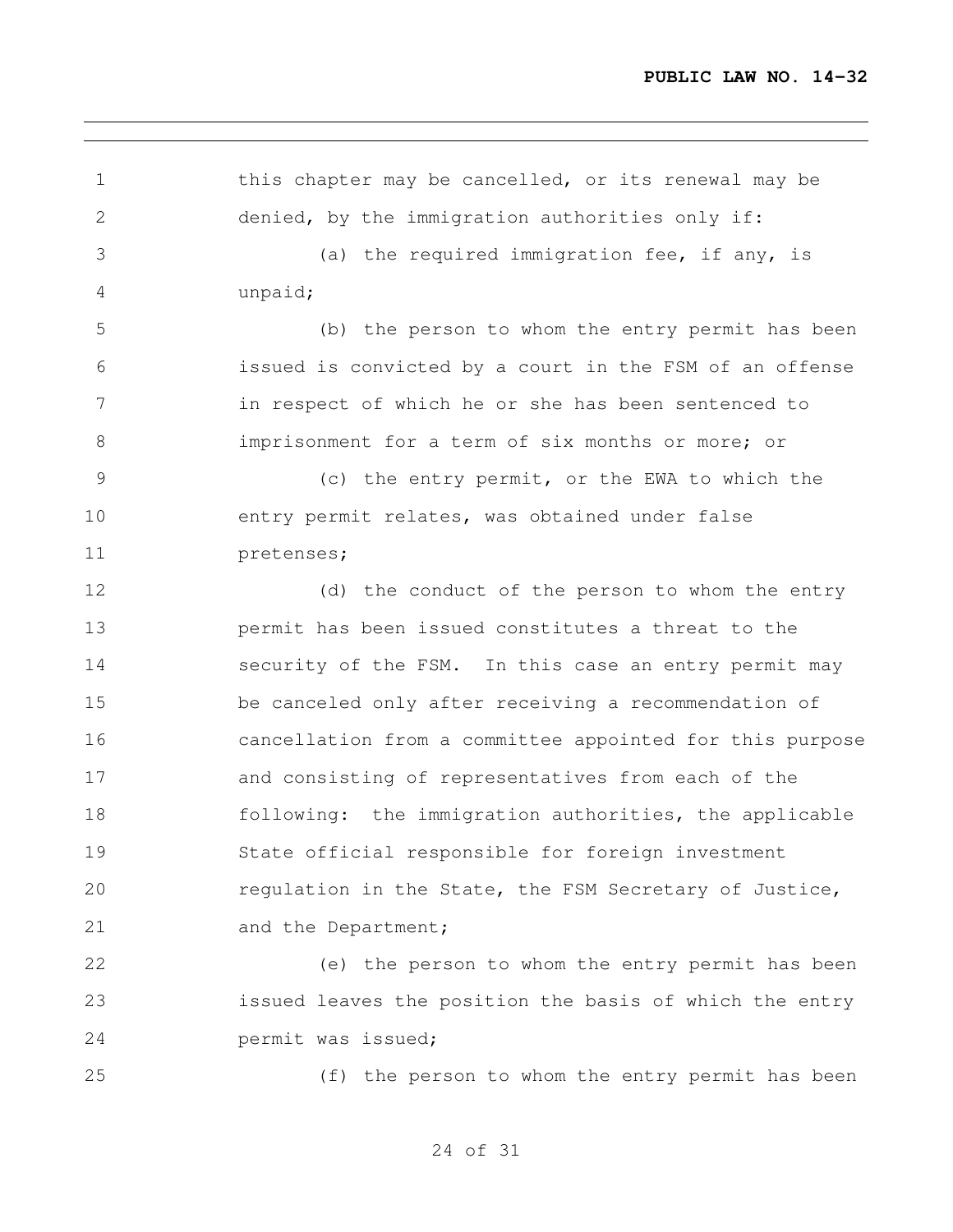this chapter may be cancelled, or its renewal may be denied, by the immigration authorities only if:

(a) the required immigration fee, if any, is unpaid;

(b) the person to whom the entry permit has been issued is convicted by a court in the FSM of an offense in respect of which he or she has been sentenced to imprisonment for a term of six months or more; or

(c) the entry permit, or the EWA to which the entry permit relates, was obtained under false pretenses;

(d) the conduct of the person to whom the entry permit has been issued constitutes a threat to the security of the FSM. In this case an entry permit may be canceled only after receiving a recommendation of cancellation from a committee appointed for this purpose and consisting of representatives from each of the following: the immigration authorities, the applicable State official responsible for foreign investment regulation in the State, the FSM Secretary of Justice, and the Department;

(e) the person to whom the entry permit has been issued leaves the position the basis of which the entry permit was issued;

(f) the person to whom the entry permit has been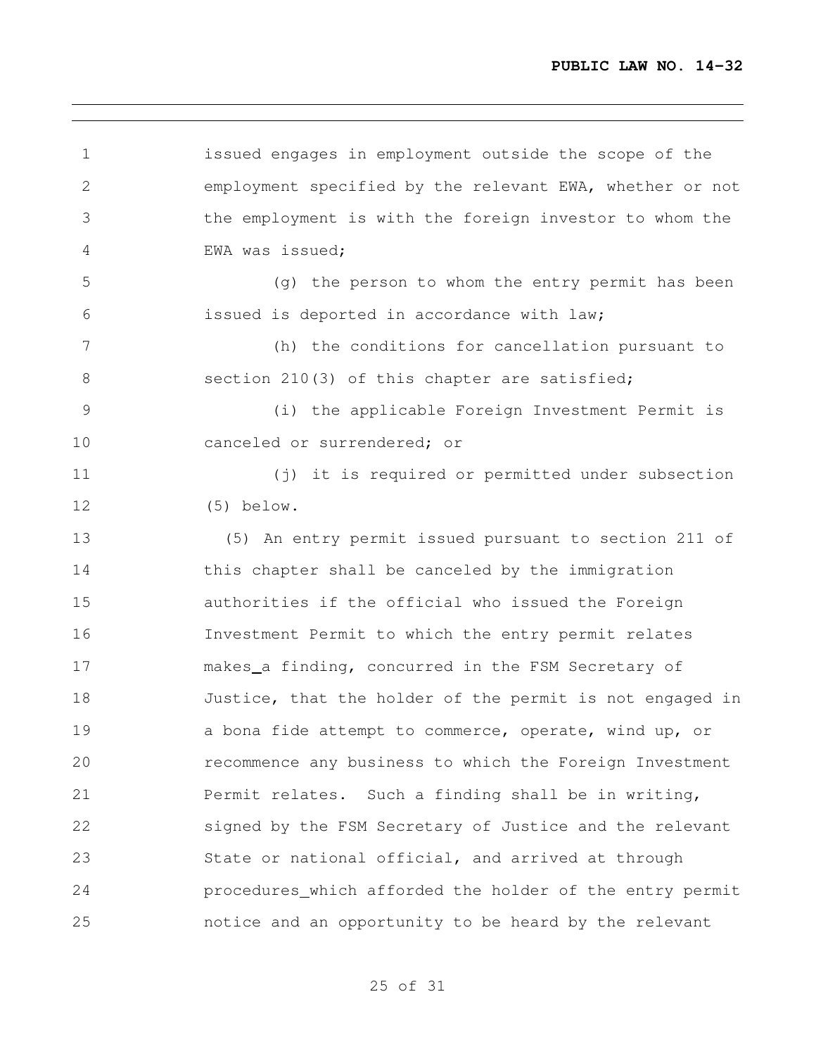issued engages in employment outside the scope of the employment specified by the relevant EWA, whether or not the employment is with the foreign investor to whom the EWA was issued;

(g) the person to whom the entry permit has been issued is deported in accordance with law;

(h) the conditions for cancellation pursuant to section 210(3) of this chapter are satisfied;

(i) the applicable Foreign Investment Permit is canceled or surrendered; or

(j) it is required or permitted under subsection (5) below.

(5) An entry permit issued pursuant to section 211 of this chapter shall be canceled by the immigration authorities if the official who issued the Foreign Investment Permit to which the entry permit relates makes_a finding, concurred in the FSM Secretary of Justice, that the holder of the permit is not engaged in a bona fide attempt to commerce, operate, wind up, or recommence any business to which the Foreign Investment Permit relates. Such a finding shall be in writing, signed by the FSM Secretary of Justice and the relevant State or national official, and arrived at through procedures_which afforded the holder of the entry permit notice and an opportunity to be heard by the relevant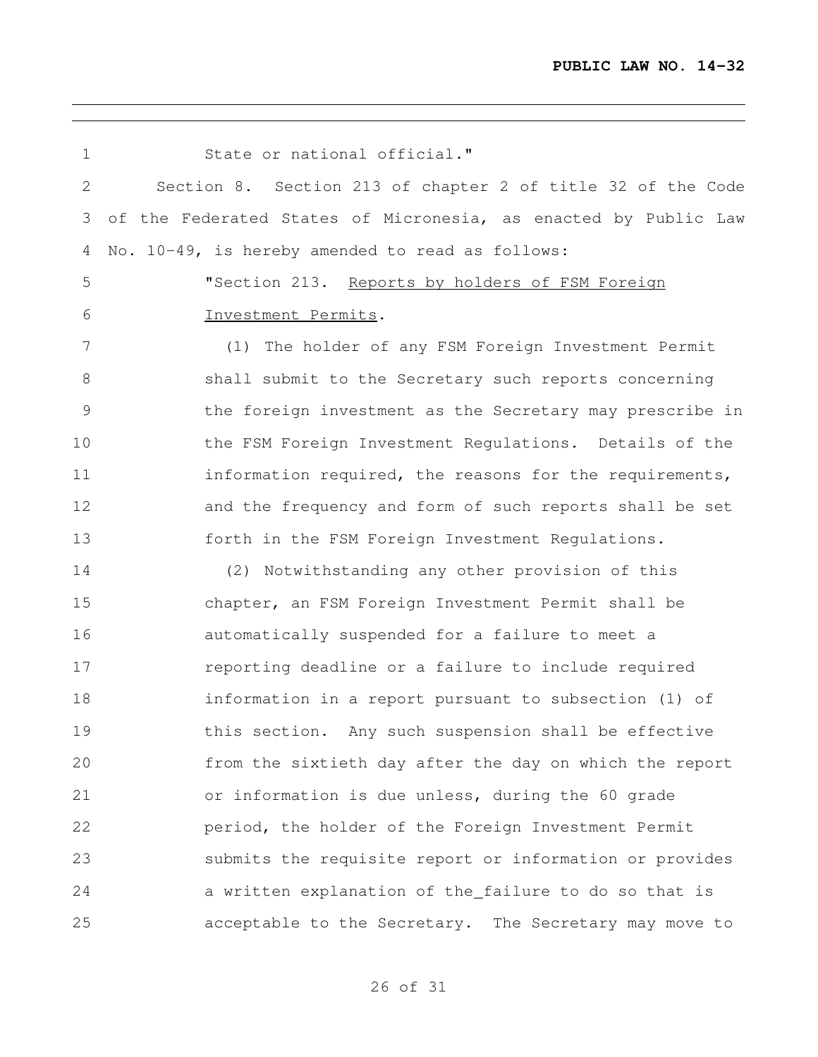State or national official."

Section 8. Section 213 of chapter 2 of title 32 of the Code of the Federated States of Micronesia, as enacted by Public Law No. 10-49, is hereby amended to read as follows:

"Section 213. Reports by holders of FSM Foreign Investment Permits.

(1) The holder of any FSM Foreign Investment Permit shall submit to the Secretary such reports concerning the foreign investment as the Secretary may prescribe in the FSM Foreign Investment Regulations. Details of the information required, the reasons for the requirements, and the frequency and form of such reports shall be set forth in the FSM Foreign Investment Regulations.

(2) Notwithstanding any other provision of this chapter, an FSM Foreign Investment Permit shall be automatically suspended for a failure to meet a reporting deadline or a failure to include required information in a report pursuant to subsection (1) of this section. Any such suspension shall be effective from the sixtieth day after the day on which the report or information is due unless, during the 60 grade period, the holder of the Foreign Investment Permit submits the requisite report or information or provides a written explanation of the_failure to do so that is acceptable to the Secretary. The Secretary may move to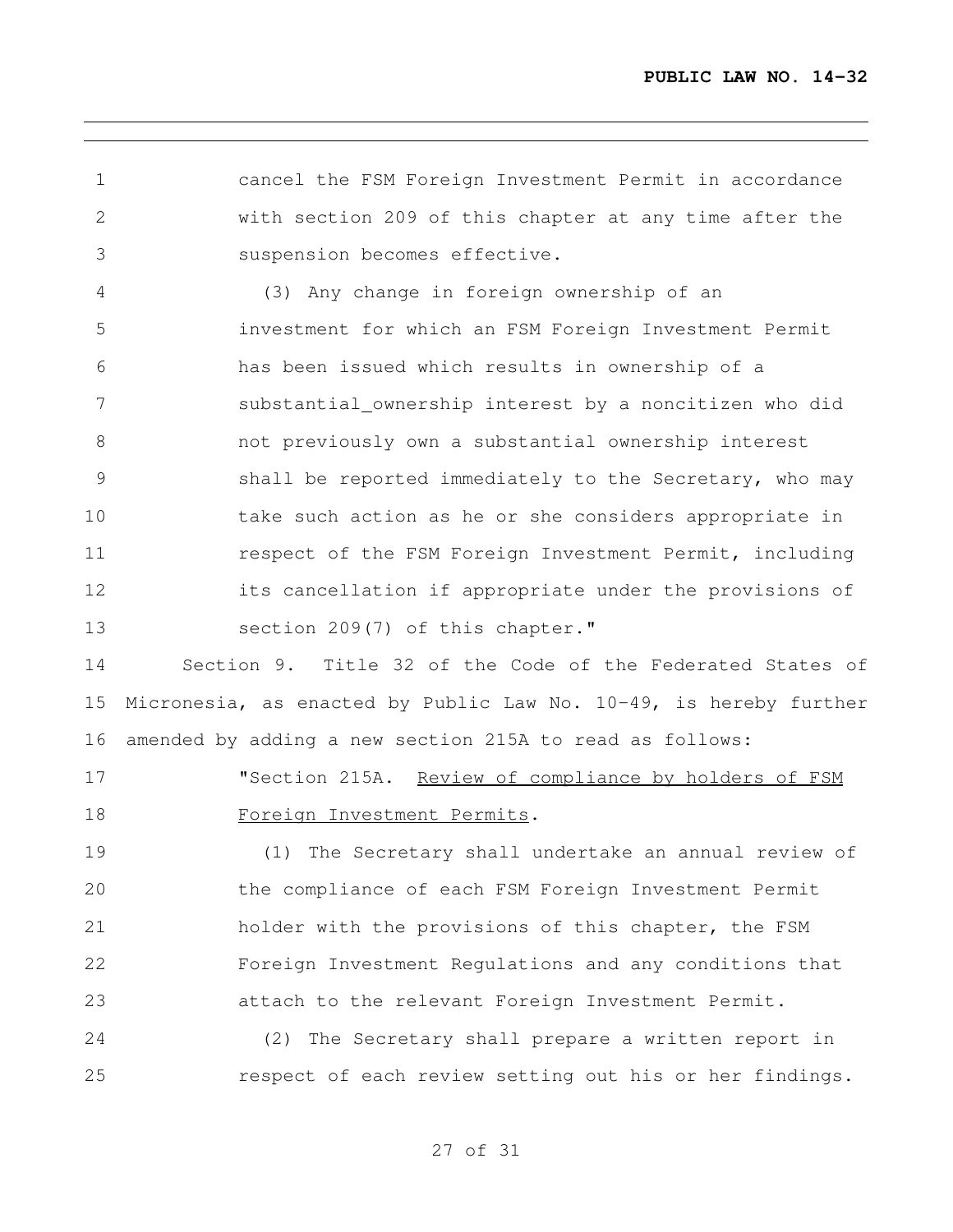cancel the FSM Foreign Investment Permit in accordance with section 209 of this chapter at any time after the suspension becomes effective.

(3) Any change in foreign ownership of an investment for which an FSM Foreign Investment Permit has been issued which results in ownership of a substantial_ownership interest by a noncitizen who did not previously own a substantial ownership interest shall be reported immediately to the Secretary, who may take such action as he or she considers appropriate in respect of the FSM Foreign Investment Permit, including its cancellation if appropriate under the provisions of section 209(7) of this chapter."

Section 9. Title 32 of the Code of the Federated States of Micronesia, as enacted by Public Law No. 10-49, is hereby further amended by adding a new section 215A to read as follows:

"Section 215A. Review of compliance by holders of FSM Foreign Investment Permits.

(1) The Secretary shall undertake an annual review of the compliance of each FSM Foreign Investment Permit holder with the provisions of this chapter, the FSM Foreign Investment Regulations and any conditions that attach to the relevant Foreign Investment Permit.

(2) The Secretary shall prepare a written report in respect of each review setting out his or her findings.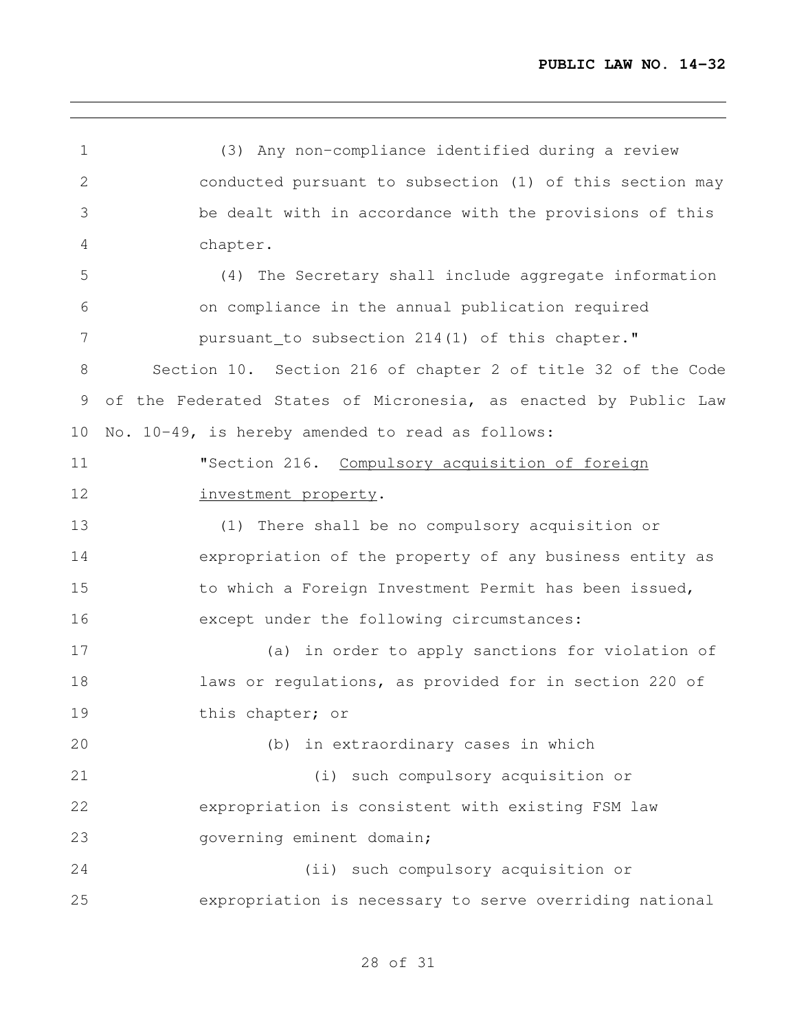(3) Any non-compliance identified during a review conducted pursuant to subsection (1) of this section may be dealt with in accordance with the provisions of this chapter.

(4) The Secretary shall include aggregate information on compliance in the annual publication required pursuant to subsection 214(1) of this chapter."

Section 10. Section 216 of chapter 2 of title 32 of the Code of the Federated States of Micronesia, as enacted by Public Law No. 10-49, is hereby amended to read as follows:

"Section 216. <u>Compulsory acquisition of foreign investment property</u>.

(1) There shall be no compulsory acquisition or expropriation of the property of any business entity as to which a Foreign Investment Permit has been issued, except under the following circumstances:

(a) in order to apply sanctions for violation of laws or regulations, as provided for in section 220 of this chapter; or

(b) in extraordinary cases in which

(i) such compulsory acquisition or expropriation is consistent with existing FSM law governing eminent domain;

(ii) such compulsory acquisition or expropriation is necessary to serve overriding national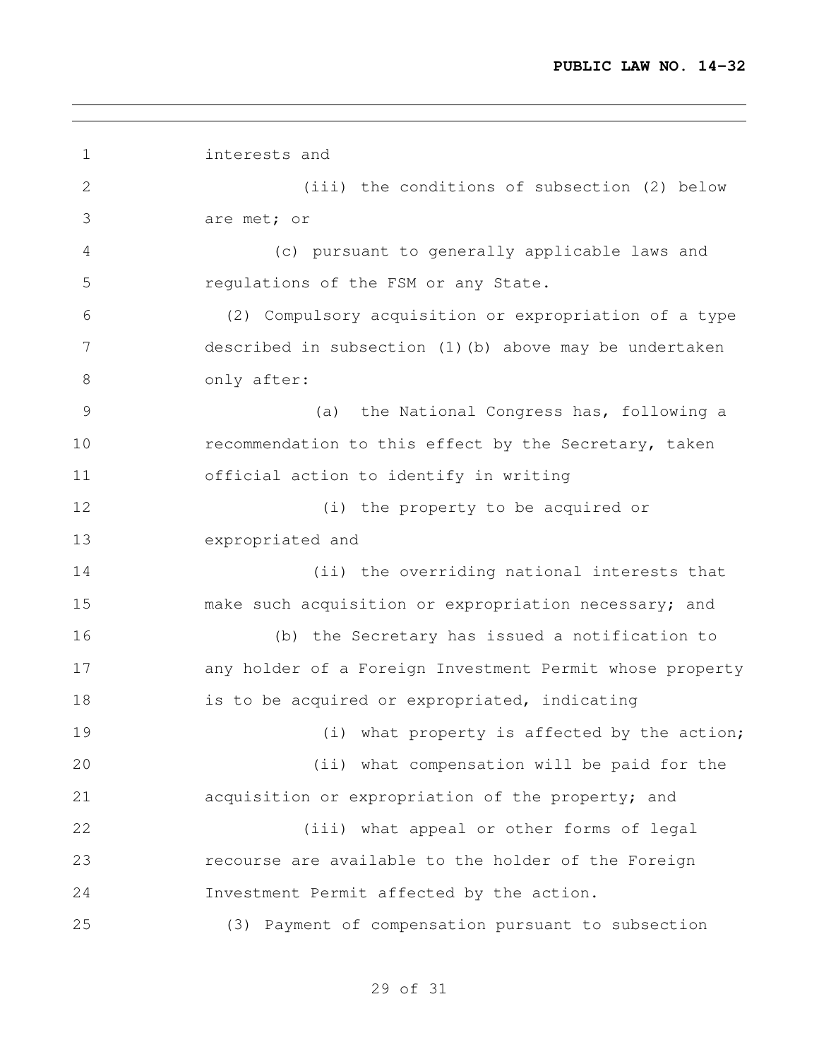interests and

(iii) the conditions of subsection (2) below are met; or

(c) pursuant to generally applicable laws and regulations of the FSM or any State.

(2) Compulsory acquisition or expropriation of a type described in subsection (1)(b) above may be undertaken only after:

(a) the National Congress has, following a recommendation to this effect by the Secretary, taken official action to identify in writing

(i) the property to be acquired or expropriated and

(ii) the overriding national interests that make such acquisition or expropriation necessary; and

(b) the Secretary has issued a notification to any holder of a Foreign Investment Permit whose property is to be acquired or expropriated, indicating

(i) what property is affected by the action;

(ii) what compensation will be paid for the acquisition or expropriation of the property; and

(iii) what appeal or other forms of legal recourse are available to the holder of the Foreign Investment Permit affected by the action.

(3) Payment of compensation pursuant to subsection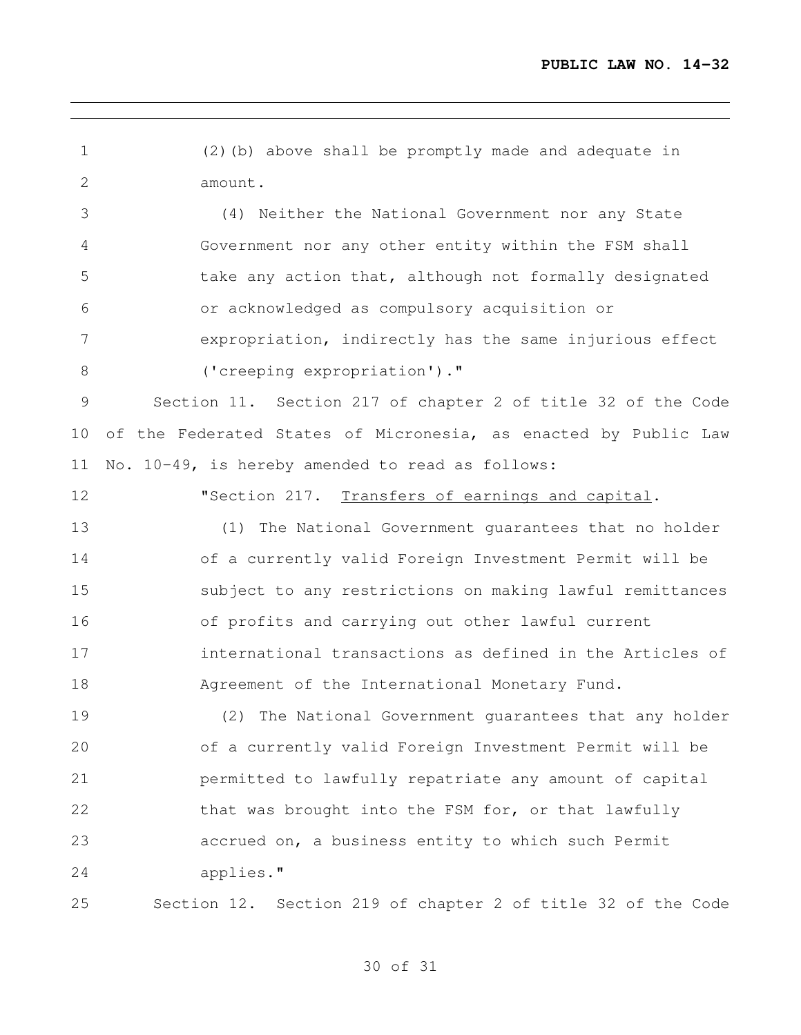(2)(b) above shall be promptly made and adequate in amount.

(4) Neither the National Government nor any State Government nor any other entity within the FSM shall take any action that, although not formally designated or acknowledged as compulsory acquisition or expropriation, indirectly has the same injurious effect ('creeping expropriation')."

Section 11. Section 217 of chapter 2 of title 32 of the Code of the Federated States of Micronesia, as enacted by Public Law No. 10-49, is hereby amended to read as follows:

"Section 217. Transfers of earnings and capital.

(1) The National Government guarantees that no holder of a currently valid Foreign Investment Permit will be subject to any restrictions on making lawful remittances of profits and carrying out other lawful current international transactions as defined in the Articles of Agreement of the International Monetary Fund.

(2) The National Government guarantees that any holder of a currently valid Foreign Investment Permit will be permitted to lawfully repatriate any amount of capital that was brought into the FSM for, or that lawfully accrued on, a business entity to which such Permit applies."

Section 12. Section 219 of chapter 2 of title 32 of the Code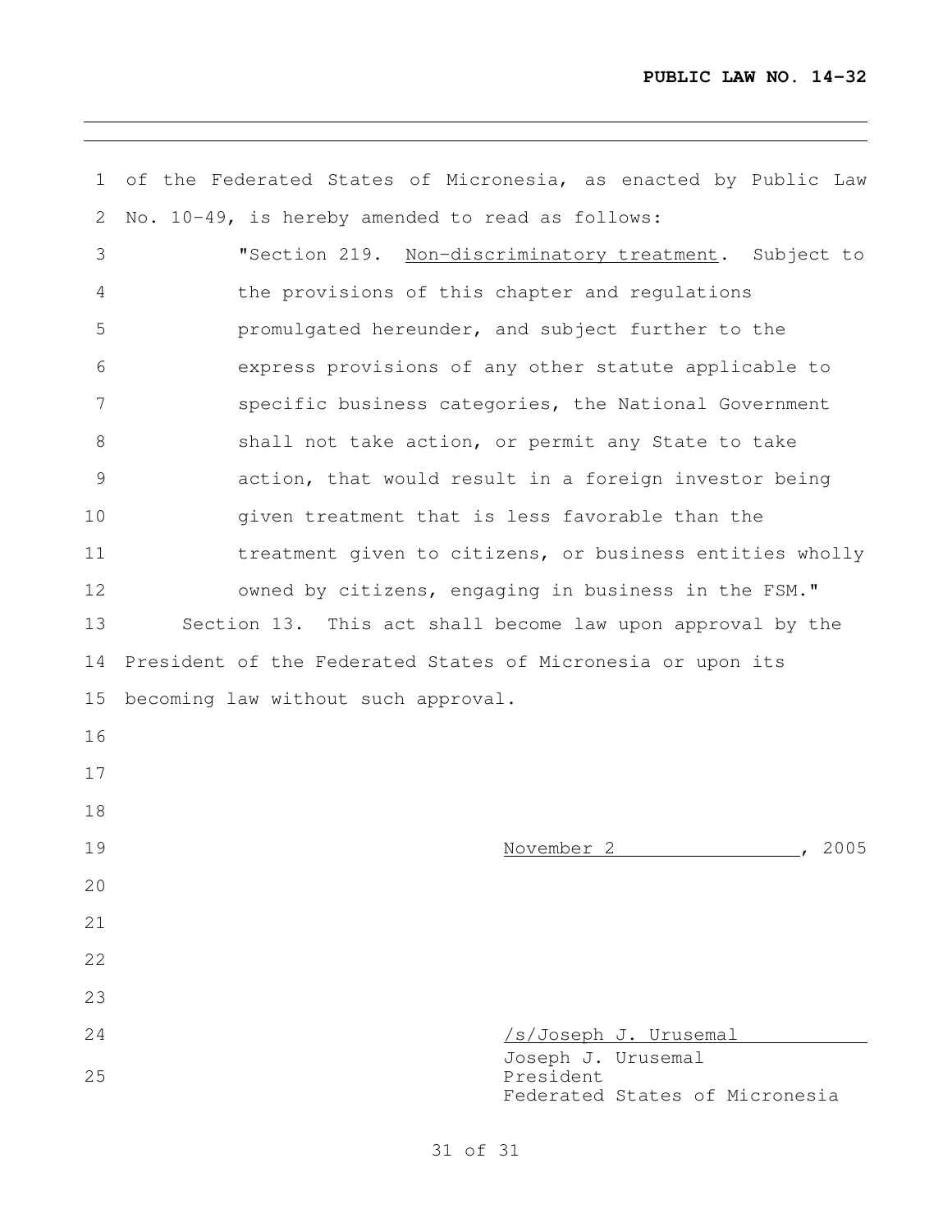of the Federated States of Micronesia, as enacted by Public Law No. 10-49, is hereby amended to read as follows:

> "Section 219. Non-discriminatory treatment. Subject to the provisions of this chapter and regulations promulgated hereunder, and subject further to the express provisions of any other statute applicable to specific business categories, the National Government shall not take action, or permit any State to take action, that would result in a foreign investor being given treatment that is less favorable than the treatment given to citizens, or business entities wholly owned by citizens, engaging in business in the FSM."

Section 13. This act shall become law upon approval by the President of the Federated States of Micronesia or upon its becoming law without such approval.

November 2, 2005

/s/Joseph J. Urusemal
Joseph J. Urusemal
President
Federated States of Micronesia